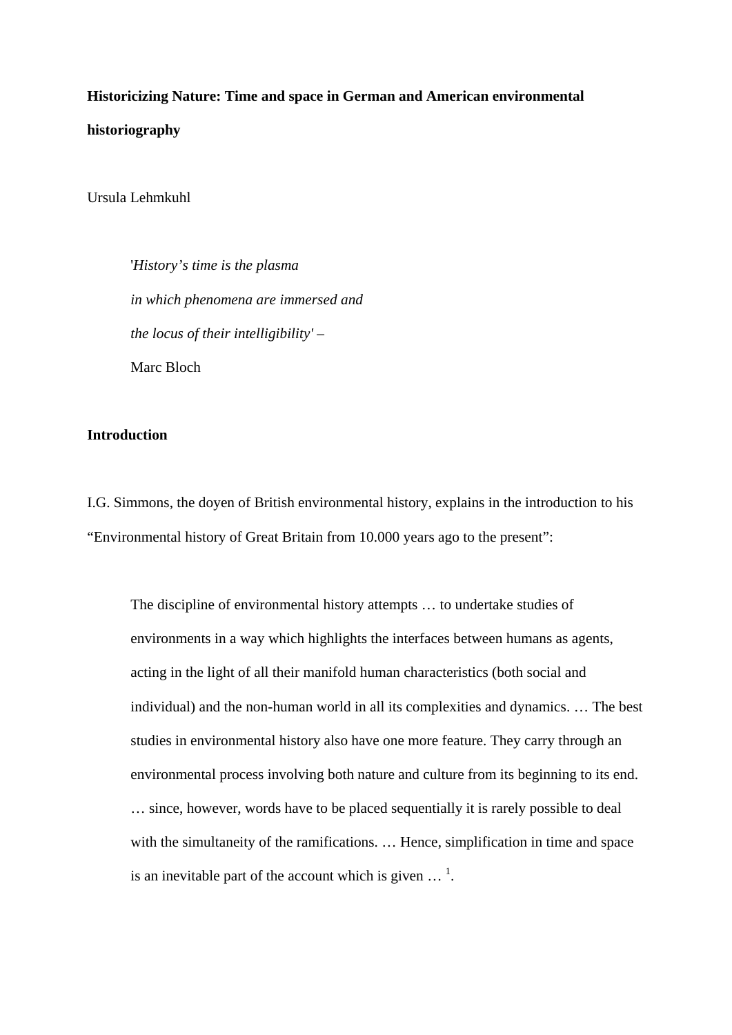# Historicizing Nature: Time and space in German and American environmental historiography

Ursula Lehmkuhl

> '*History's time is the plasma*
> *in which phenomena are immersed and*
> *the locus of their intelligibility'* –
> Marc Bloch

## Introduction

I.G. Simmons, the doyen of British environmental history, explains in the introduction to his "Environmental history of Great Britain from 10.000 years ago to the present":

> The discipline of environmental history attempts … to undertake studies of environments in a way which highlights the interfaces between humans as agents, acting in the light of all their manifold human characteristics (both social and individual) and the non-human world in all its complexities and dynamics. … The best studies in environmental history also have one more feature. They carry through an environmental process involving both nature and culture from its beginning to its end. … since, however, words have to be placed sequentially it is rarely possible to deal with the simultaneity of the ramifications. … Hence, simplification in time and space is an inevitable part of the account which is given … [1].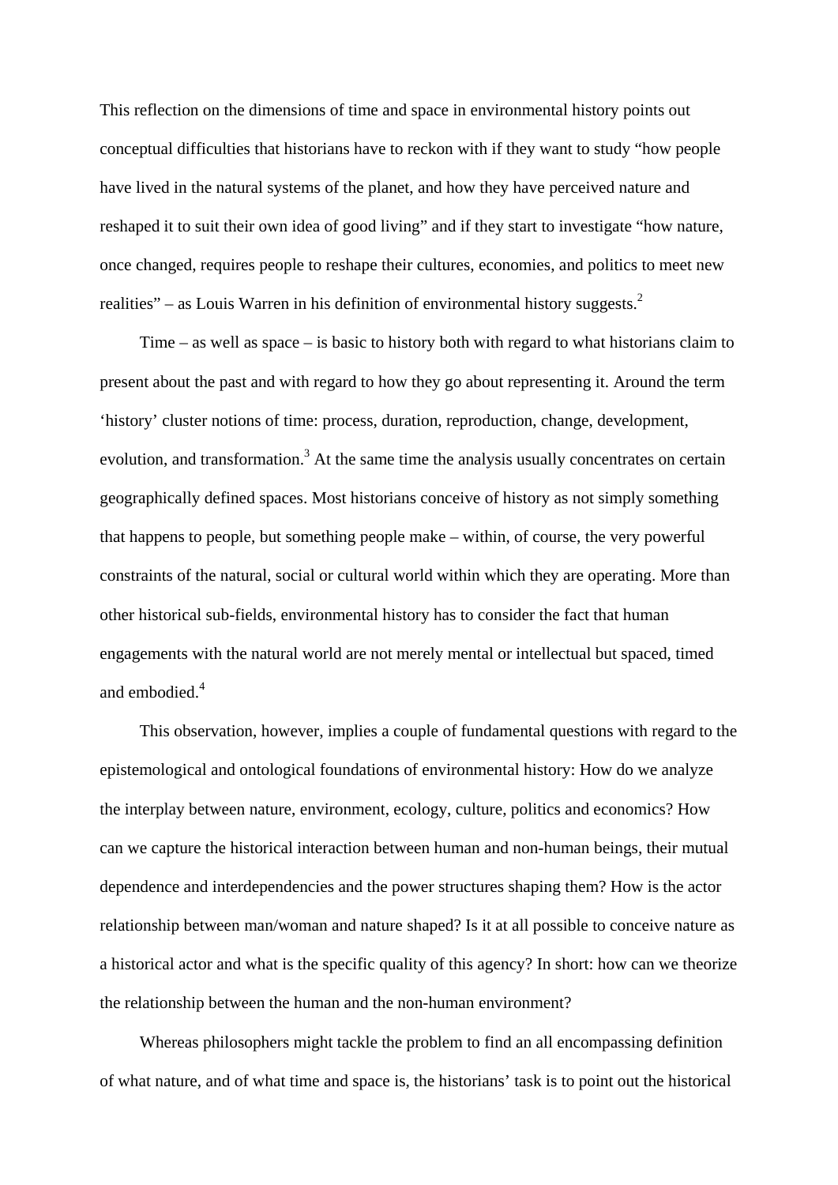This reflection on the dimensions of time and space in environmental history points out conceptual difficulties that historians have to reckon with if they want to study "how people have lived in the natural systems of the planet, and how they have perceived nature and reshaped it to suit their own idea of good living" and if they start to investigate "how nature, once changed, requires people to reshape their cultures, economies, and politics to meet new realities" – as Louis Warren in his definition of environmental history suggests.[2]

Time – as well as space – is basic to history both with regard to what historians claim to present about the past and with regard to how they go about representing it. Around the term 'history' cluster notions of time: process, duration, reproduction, change, development, evolution, and transformation.[3] At the same time the analysis usually concentrates on certain geographically defined spaces. Most historians conceive of history as not simply something that happens to people, but something people make – within, of course, the very powerful constraints of the natural, social or cultural world within which they are operating. More than other historical sub-fields, environmental history has to consider the fact that human engagements with the natural world are not merely mental or intellectual but spaced, timed and embodied.[4]

This observation, however, implies a couple of fundamental questions with regard to the epistemological and ontological foundations of environmental history: How do we analyze the interplay between nature, environment, ecology, culture, politics and economics? How can we capture the historical interaction between human and non-human beings, their mutual dependence and interdependencies and the power structures shaping them? How is the actor relationship between man/woman and nature shaped? Is it at all possible to conceive nature as a historical actor and what is the specific quality of this agency? In short: how can we theorize the relationship between the human and the non-human environment?

Whereas philosophers might tackle the problem to find an all encompassing definition of what nature, and of what time and space is, the historians' task is to point out the historical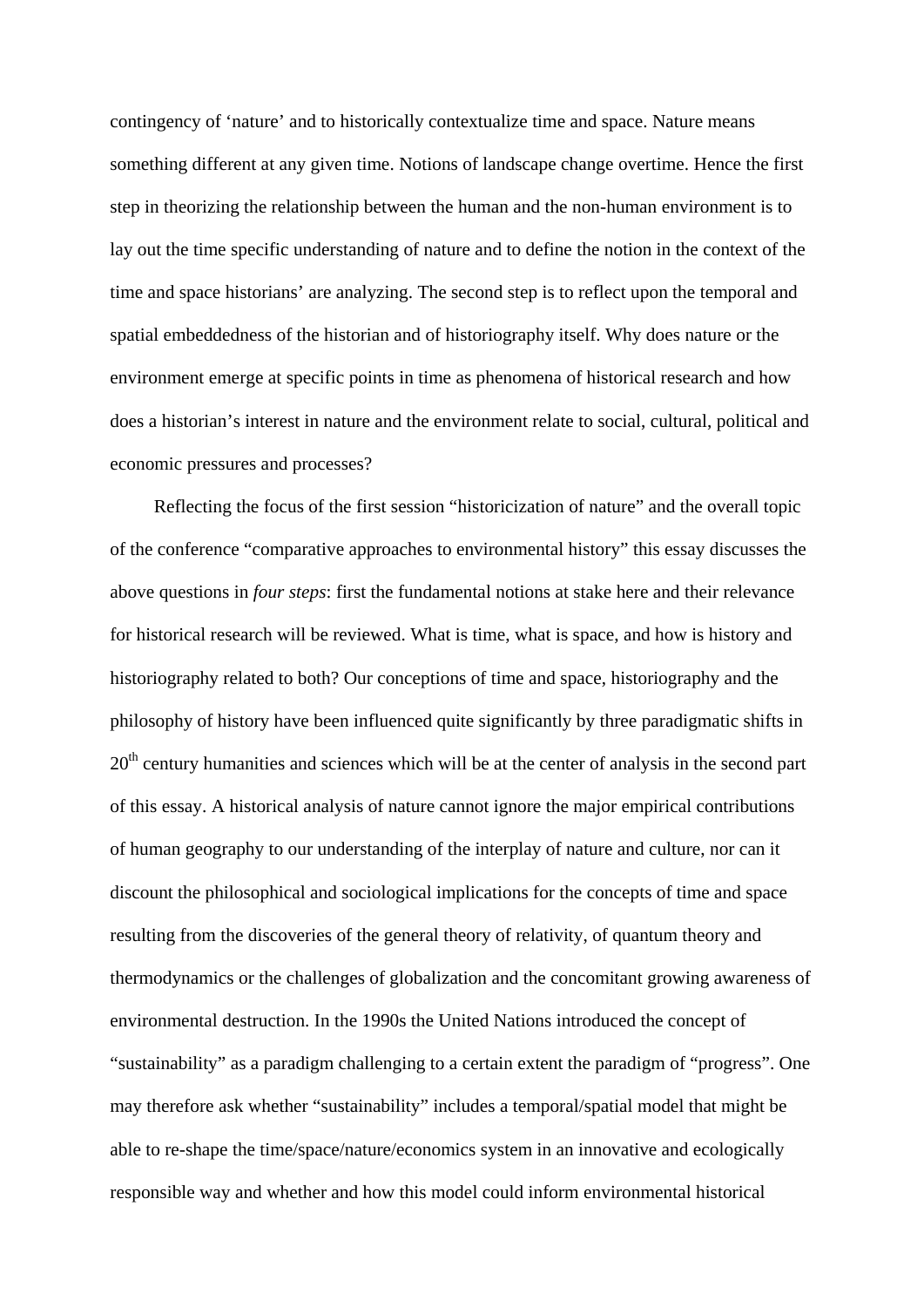contingency of 'nature' and to historically contextualize time and space. Nature means something different at any given time. Notions of landscape change overtime. Hence the first step in theorizing the relationship between the human and the non-human environment is to lay out the time specific understanding of nature and to define the notion in the context of the time and space historians' are analyzing. The second step is to reflect upon the temporal and spatial embeddedness of the historian and of historiography itself. Why does nature or the environment emerge at specific points in time as phenomena of historical research and how does a historian's interest in nature and the environment relate to social, cultural, political and economic pressures and processes?

Reflecting the focus of the first session "historicization of nature" and the overall topic of the conference "comparative approaches to environmental history" this essay discusses the above questions in *four steps*: first the fundamental notions at stake here and their relevance for historical research will be reviewed. What is time, what is space, and how is history and historiography related to both? Our conceptions of time and space, historiography and the philosophy of history have been influenced quite significantly by three paradigmatic shifts in 20th century humanities and sciences which will be at the center of analysis in the second part of this essay. A historical analysis of nature cannot ignore the major empirical contributions of human geography to our understanding of the interplay of nature and culture, nor can it discount the philosophical and sociological implications for the concepts of time and space resulting from the discoveries of the general theory of relativity, of quantum theory and thermodynamics or the challenges of globalization and the concomitant growing awareness of environmental destruction. In the 1990s the United Nations introduced the concept of "sustainability" as a paradigm challenging to a certain extent the paradigm of "progress". One may therefore ask whether "sustainability" includes a temporal/spatial model that might be able to re-shape the time/space/nature/economics system in an innovative and ecologically responsible way and whether and how this model could inform environmental historical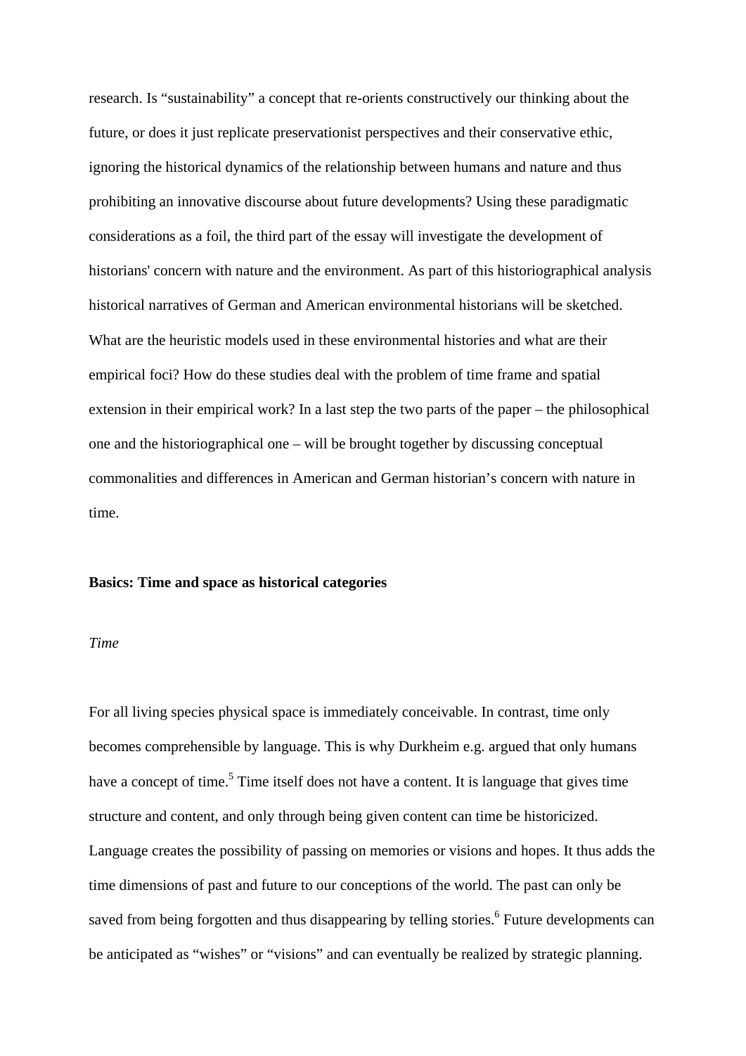research. Is “sustainability” a concept that re-orients constructively our thinking about the future, or does it just replicate preservationist perspectives and their conservative ethic, ignoring the historical dynamics of the relationship between humans and nature and thus prohibiting an innovative discourse about future developments? Using these paradigmatic considerations as a foil, the third part of the essay will investigate the development of historians' concern with nature and the environment. As part of this historiographical analysis historical narratives of German and American environmental historians will be sketched. What are the heuristic models used in these environmental histories and what are their empirical foci? How do these studies deal with the problem of time frame and spatial extension in their empirical work? In a last step the two parts of the paper – the philosophical one and the historiographical one – will be brought together by discussing conceptual commonalities and differences in American and German historian’s concern with nature in time.

## Basics: Time and space as historical categories

### *Time*

For all living species physical space is immediately conceivable. In contrast, time only becomes comprehensible by language. This is why Durkheim e.g. argued that only humans have a concept of time.[5] Time itself does not have a content. It is language that gives time structure and content, and only through being given content can time be historicized. Language creates the possibility of passing on memories or visions and hopes. It thus adds the time dimensions of past and future to our conceptions of the world. The past can only be saved from being forgotten and thus disappearing by telling stories.[6] Future developments can be anticipated as “wishes” or “visions” and can eventually be realized by strategic planning.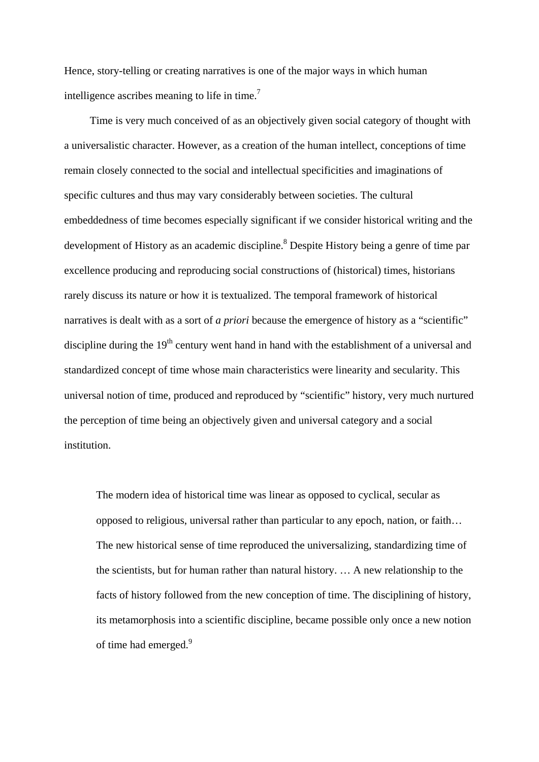Hence, story-telling or creating narratives is one of the major ways in which human intelligence ascribes meaning to life in time.[7]

Time is very much conceived of as an objectively given social category of thought with a universalistic character. However, as a creation of the human intellect, conceptions of time remain closely connected to the social and intellectual specificities and imaginations of specific cultures and thus may vary considerably between societies. The cultural embeddedness of time becomes especially significant if we consider historical writing and the development of History as an academic discipline.[8] Despite History being a genre of time par excellence producing and reproducing social constructions of (historical) times, historians rarely discuss its nature or how it is textualized. The temporal framework of historical narratives is dealt with as a sort of *a priori* because the emergence of history as a "scientific" discipline during the 19th century went hand in hand with the establishment of a universal and standardized concept of time whose main characteristics were linearity and secularity. This universal notion of time, produced and reproduced by "scientific" history, very much nurtured the perception of time being an objectively given and universal category and a social institution.

> The modern idea of historical time was linear as opposed to cyclical, secular as opposed to religious, universal rather than particular to any epoch, nation, or faith… The new historical sense of time reproduced the universalizing, standardizing time of the scientists, but for human rather than natural history. … A new relationship to the facts of history followed from the new conception of time. The disciplining of history, its metamorphosis into a scientific discipline, became possible only once a new notion of time had emerged.[9]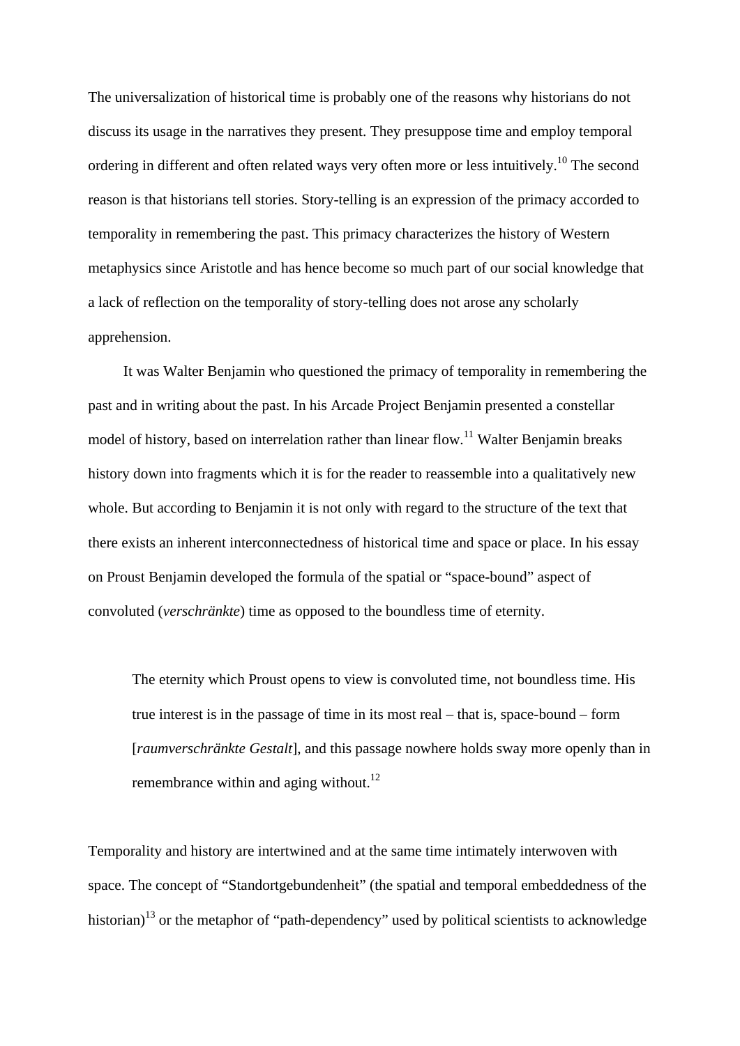The universalization of historical time is probably one of the reasons why historians do not discuss its usage in the narratives they present. They presuppose time and employ temporal ordering in different and often related ways very often more or less intuitively.[10] The second reason is that historians tell stories. Story-telling is an expression of the primacy accorded to temporality in remembering the past. This primacy characterizes the history of Western metaphysics since Aristotle and has hence become so much part of our social knowledge that a lack of reflection on the temporality of story-telling does not arose any scholarly apprehension.

It was Walter Benjamin who questioned the primacy of temporality in remembering the past and in writing about the past. In his Arcade Project Benjamin presented a constellar model of history, based on interrelation rather than linear flow.[11] Walter Benjamin breaks history down into fragments which it is for the reader to reassemble into a qualitatively new whole. But according to Benjamin it is not only with regard to the structure of the text that there exists an inherent interconnectedness of historical time and space or place. In his essay on Proust Benjamin developed the formula of the spatial or "space-bound" aspect of convoluted (*verschränkte*) time as opposed to the boundless time of eternity.

> The eternity which Proust opens to view is convoluted time, not boundless time. His true interest is in the passage of time in its most real – that is, space-bound – form [*raumverschränkte Gestalt*], and this passage nowhere holds sway more openly than in remembrance within and aging without.[12]

Temporality and history are intertwined and at the same time intimately interwoven with space. The concept of "Standortgebundenheit" (the spatial and temporal embeddedness of the historian)[13] or the metaphor of "path-dependency" used by political scientists to acknowledge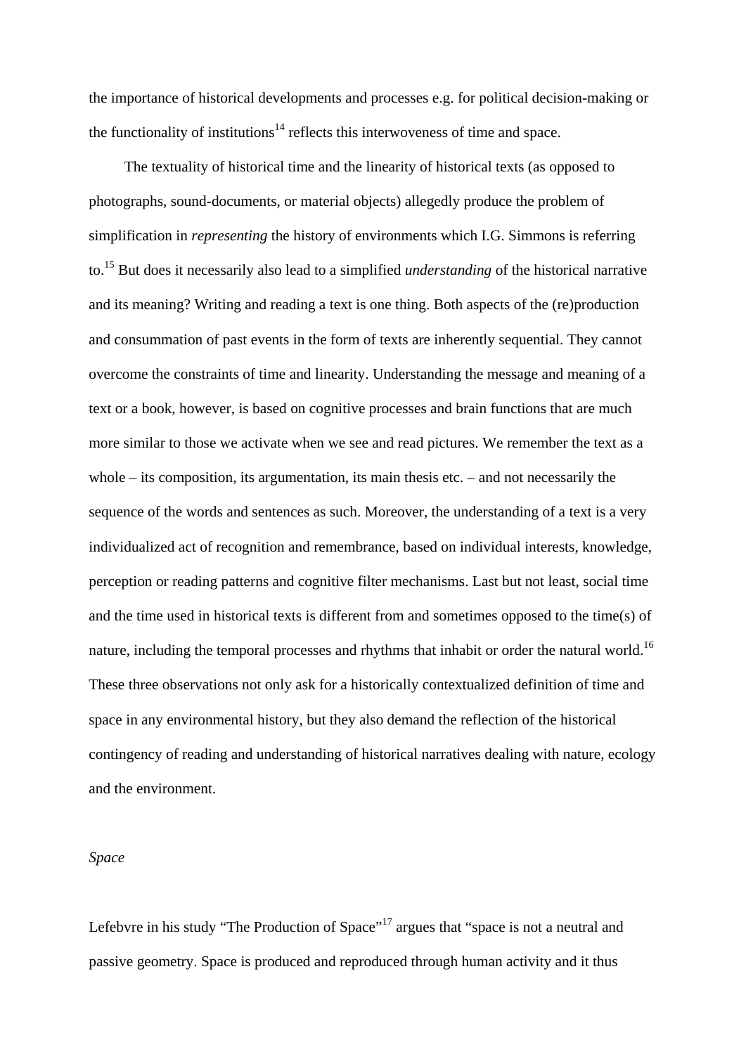the importance of historical developments and processes e.g. for political decision-making or the functionality of institutions[14] reflects this interwoveness of time and space.

The textuality of historical time and the linearity of historical texts (as opposed to photographs, sound-documents, or material objects) allegedly produce the problem of simplification in *representing* the history of environments which I.G. Simmons is referring to.[15] But does it necessarily also lead to a simplified *understanding* of the historical narrative and its meaning? Writing and reading a text is one thing. Both aspects of the (re)production and consummation of past events in the form of texts are inherently sequential. They cannot overcome the constraints of time and linearity. Understanding the message and meaning of a text or a book, however, is based on cognitive processes and brain functions that are much more similar to those we activate when we see and read pictures. We remember the text as a whole – its composition, its argumentation, its main thesis etc. – and not necessarily the sequence of the words and sentences as such. Moreover, the understanding of a text is a very individualized act of recognition and remembrance, based on individual interests, knowledge, perception or reading patterns and cognitive filter mechanisms. Last but not least, social time and the time used in historical texts is different from and sometimes opposed to the time(s) of nature, including the temporal processes and rhythms that inhabit or order the natural world.[16] These three observations not only ask for a historically contextualized definition of time and space in any environmental history, but they also demand the reflection of the historical contingency of reading and understanding of historical narratives dealing with nature, ecology and the environment.

*Space*

Lefebvre in his study "The Production of Space"[17] argues that "space is not a neutral and passive geometry. Space is produced and reproduced through human activity and it thus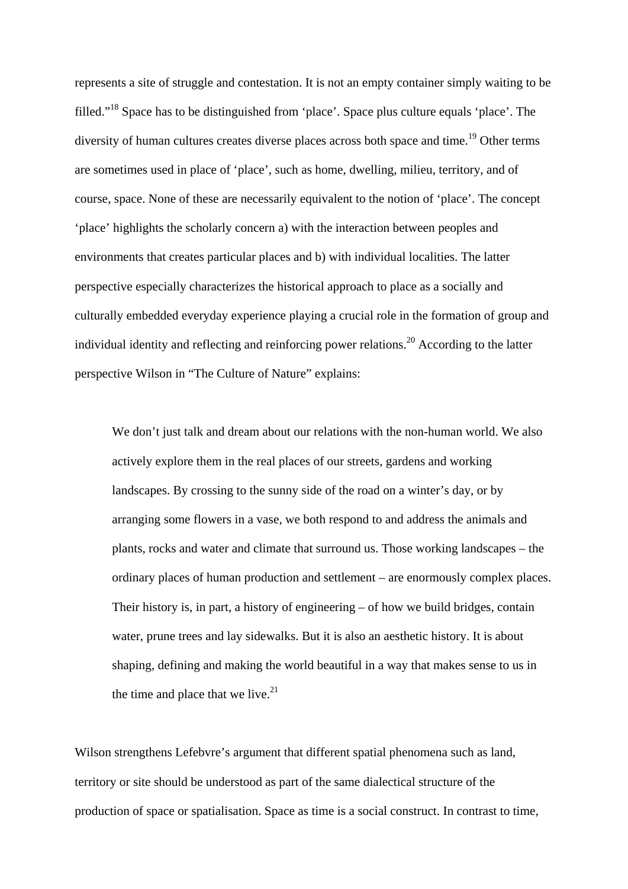represents a site of struggle and contestation. It is not an empty container simply waiting to be filled."[18] Space has to be distinguished from 'place'. Space plus culture equals 'place'. The diversity of human cultures creates diverse places across both space and time.[19] Other terms are sometimes used in place of 'place', such as home, dwelling, milieu, territory, and of course, space. None of these are necessarily equivalent to the notion of 'place'. The concept 'place' highlights the scholarly concern a) with the interaction between peoples and environments that creates particular places and b) with individual localities. The latter perspective especially characterizes the historical approach to place as a socially and culturally embedded everyday experience playing a crucial role in the formation of group and individual identity and reflecting and reinforcing power relations.[20] According to the latter perspective Wilson in "The Culture of Nature" explains:

> We don't just talk and dream about our relations with the non-human world. We also actively explore them in the real places of our streets, gardens and working landscapes. By crossing to the sunny side of the road on a winter's day, or by arranging some flowers in a vase, we both respond to and address the animals and plants, rocks and water and climate that surround us. Those working landscapes – the ordinary places of human production and settlement – are enormously complex places. Their history is, in part, a history of engineering – of how we build bridges, contain water, prune trees and lay sidewalks. But it is also an aesthetic history. It is about shaping, defining and making the world beautiful in a way that makes sense to us in the time and place that we live.[21]

Wilson strengthens Lefebvre's argument that different spatial phenomena such as land, territory or site should be understood as part of the same dialectical structure of the production of space or spatialisation. Space as time is a social construct. In contrast to time,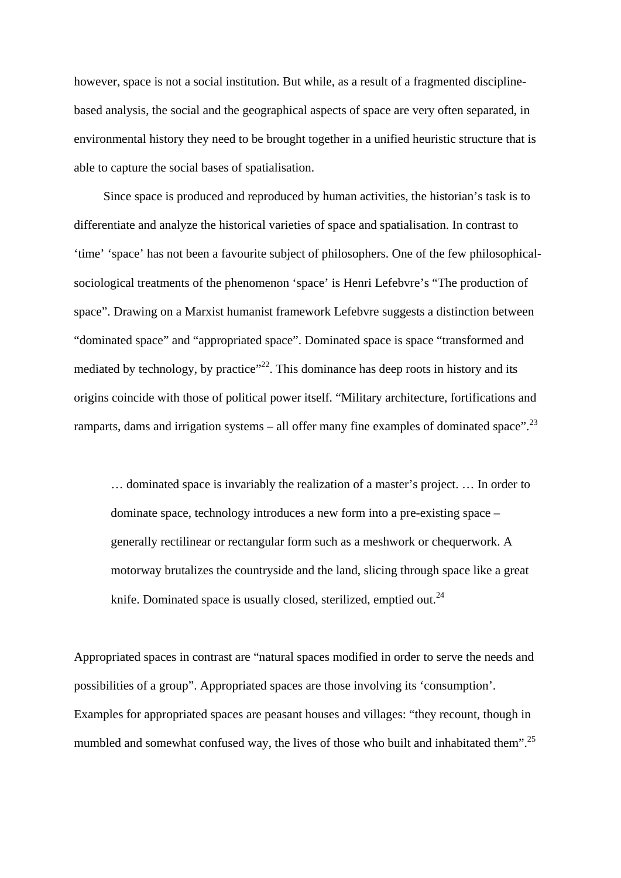however, space is not a social institution. But while, as a result of a fragmented discipline-based analysis, the social and the geographical aspects of space are very often separated, in environmental history they need to be brought together in a unified heuristic structure that is able to capture the social bases of spatialisation.

Since space is produced and reproduced by human activities, the historian's task is to differentiate and analyze the historical varieties of space and spatialisation. In contrast to 'time' 'space' has not been a favourite subject of philosophers. One of the few philosophical-sociological treatments of the phenomenon 'space' is Henri Lefebvre's "The production of space". Drawing on a Marxist humanist framework Lefebvre suggests a distinction between "dominated space" and "appropriated space". Dominated space is space "transformed and mediated by technology, by practice"[22]. This dominance has deep roots in history and its origins coincide with those of political power itself. "Military architecture, fortifications and ramparts, dams and irrigation systems – all offer many fine examples of dominated space".[23]

> … dominated space is invariably the realization of a master's project. … In order to dominate space, technology introduces a new form into a pre-existing space – generally rectilinear or rectangular form such as a meshwork or chequerwork. A motorway brutalizes the countryside and the land, slicing through space like a great knife. Dominated space is usually closed, sterilized, emptied out.[24]

Appropriated spaces in contrast are "natural spaces modified in order to serve the needs and possibilities of a group". Appropriated spaces are those involving its 'consumption'. Examples for appropriated spaces are peasant houses and villages: "they recount, though in mumbled and somewhat confused way, the lives of those who built and inhabitated them".[25]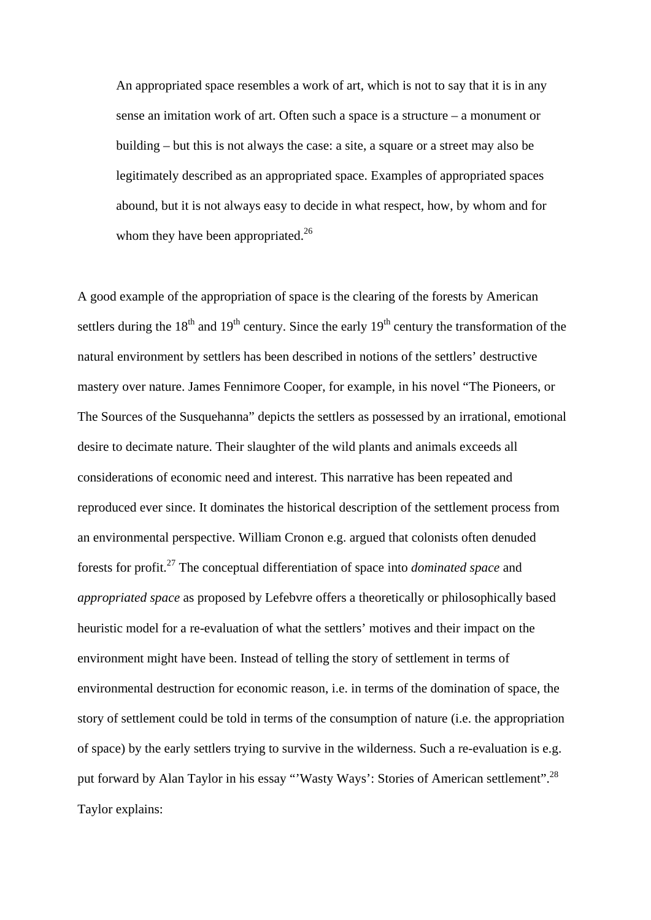> An appropriated space resembles a work of art, which is not to say that it is in any sense an imitation work of art. Often such a space is a structure – a monument or building – but this is not always the case: a site, a square or a street may also be legitimately described as an appropriated space. Examples of appropriated spaces abound, but it is not always easy to decide in what respect, how, by whom and for whom they have been appropriated.[26]

A good example of the appropriation of space is the clearing of the forests by American settlers during the 18th and 19th century. Since the early 19th century the transformation of the natural environment by settlers has been described in notions of the settlers' destructive mastery over nature. James Fennimore Cooper, for example, in his novel "The Pioneers, or The Sources of the Susquehanna" depicts the settlers as possessed by an irrational, emotional desire to decimate nature. Their slaughter of the wild plants and animals exceeds all considerations of economic need and interest. This narrative has been repeated and reproduced ever since. It dominates the historical description of the settlement process from an environmental perspective. William Cronon e.g. argued that colonists often denuded forests for profit.[27] The conceptual differentiation of space into *dominated space* and *appropriated space* as proposed by Lefebvre offers a theoretically or philosophically based heuristic model for a re-evaluation of what the settlers' motives and their impact on the environment might have been. Instead of telling the story of settlement in terms of environmental destruction for economic reason, i.e. in terms of the domination of space, the story of settlement could be told in terms of the consumption of nature (i.e. the appropriation of space) by the early settlers trying to survive in the wilderness. Such a re-evaluation is e.g. put forward by Alan Taylor in his essay "'Wasty Ways': Stories of American settlement".[28] Taylor explains: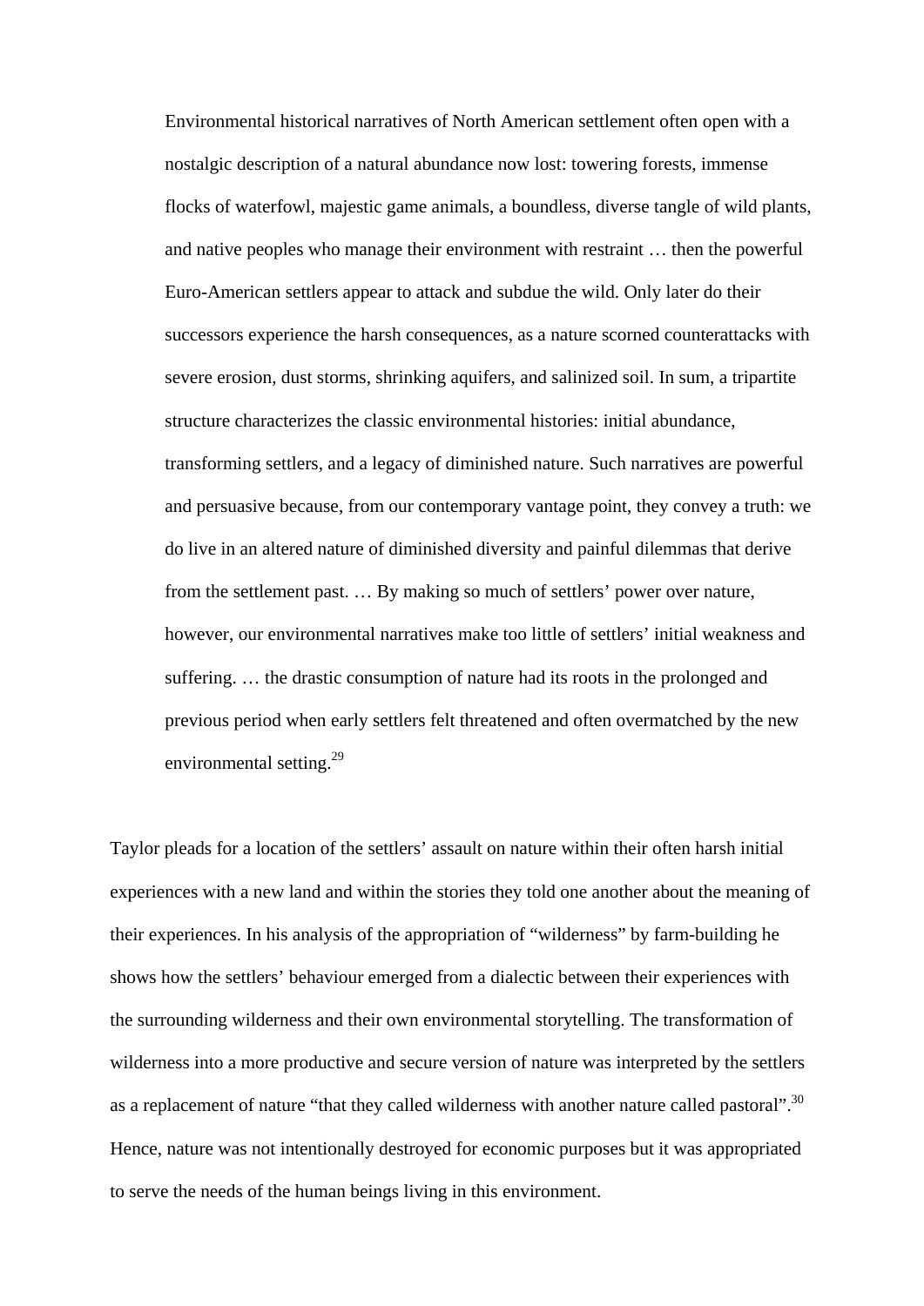> Environmental historical narratives of North American settlement often open with a nostalgic description of a natural abundance now lost: towering forests, immense flocks of waterfowl, majestic game animals, a boundless, diverse tangle of wild plants, and native peoples who manage their environment with restraint … then the powerful Euro-American settlers appear to attack and subdue the wild. Only later do their successors experience the harsh consequences, as a nature scorned counterattacks with severe erosion, dust storms, shrinking aquifers, and salinized soil. In sum, a tripartite structure characterizes the classic environmental histories: initial abundance, transforming settlers, and a legacy of diminished nature. Such narratives are powerful and persuasive because, from our contemporary vantage point, they convey a truth: we do live in an altered nature of diminished diversity and painful dilemmas that derive from the settlement past. … By making so much of settlers' power over nature, however, our environmental narratives make too little of settlers' initial weakness and suffering. … the drastic consumption of nature had its roots in the prolonged and previous period when early settlers felt threatened and often overmatched by the new environmental setting.[29]

Taylor pleads for a location of the settlers' assault on nature within their often harsh initial experiences with a new land and within the stories they told one another about the meaning of their experiences. In his analysis of the appropriation of "wilderness" by farm-building he shows how the settlers' behaviour emerged from a dialectic between their experiences with the surrounding wilderness and their own environmental storytelling. The transformation of wilderness into a more productive and secure version of nature was interpreted by the settlers as a replacement of nature "that they called wilderness with another nature called pastoral".[30] Hence, nature was not intentionally destroyed for economic purposes but it was appropriated to serve the needs of the human beings living in this environment.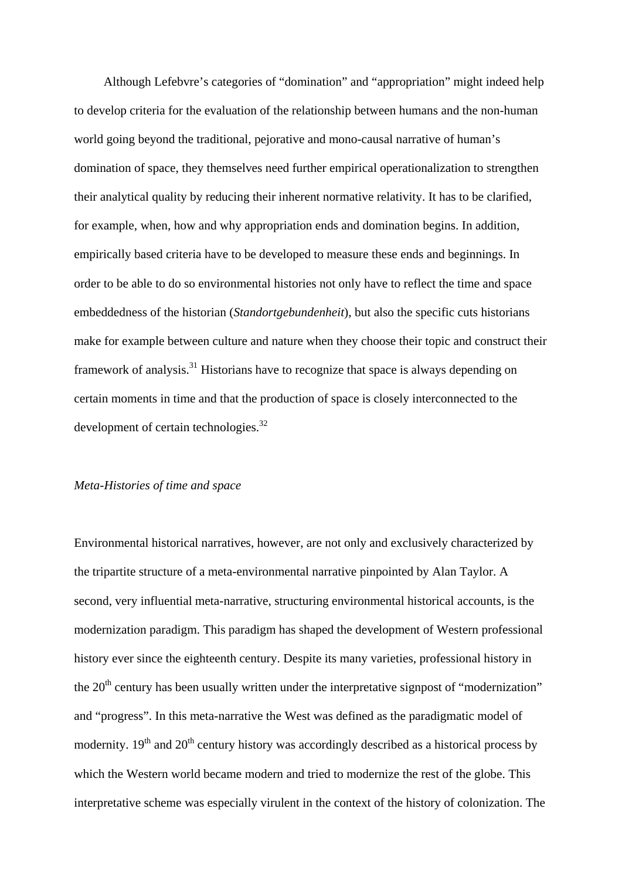Although Lefebvre's categories of "domination" and "appropriation" might indeed help to develop criteria for the evaluation of the relationship between humans and the non-human world going beyond the traditional, pejorative and mono-causal narrative of human's domination of space, they themselves need further empirical operationalization to strengthen their analytical quality by reducing their inherent normative relativity. It has to be clarified, for example, when, how and why appropriation ends and domination begins. In addition, empirically based criteria have to be developed to measure these ends and beginnings. In order to be able to do so environmental histories not only have to reflect the time and space embeddedness of the historian (*Standortgebundenheit*), but also the specific cuts historians make for example between culture and nature when they choose their topic and construct their framework of analysis.[31] Historians have to recognize that space is always depending on certain moments in time and that the production of space is closely interconnected to the development of certain technologies.[32]

*Meta-Histories of time and space*

Environmental historical narratives, however, are not only and exclusively characterized by the tripartite structure of a meta-environmental narrative pinpointed by Alan Taylor. A second, very influential meta-narrative, structuring environmental historical accounts, is the modernization paradigm. This paradigm has shaped the development of Western professional history ever since the eighteenth century. Despite its many varieties, professional history in the 20th century has been usually written under the interpretative signpost of "modernization" and "progress". In this meta-narrative the West was defined as the paradigmatic model of modernity. 19th and 20th century history was accordingly described as a historical process by which the Western world became modern and tried to modernize the rest of the globe. This interpretative scheme was especially virulent in the context of the history of colonization. The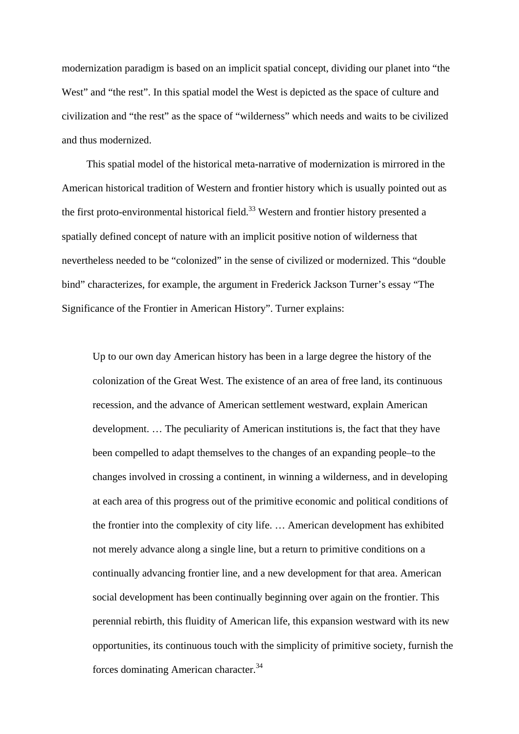modernization paradigm is based on an implicit spatial concept, dividing our planet into "the West" and "the rest". In this spatial model the West is depicted as the space of culture and civilization and "the rest" as the space of "wilderness" which needs and waits to be civilized and thus modernized.

This spatial model of the historical meta-narrative of modernization is mirrored in the American historical tradition of Western and frontier history which is usually pointed out as the first proto-environmental historical field.[33] Western and frontier history presented a spatially defined concept of nature with an implicit positive notion of wilderness that nevertheless needed to be "colonized" in the sense of civilized or modernized. This "double bind" characterizes, for example, the argument in Frederick Jackson Turner's essay "The Significance of the Frontier in American History". Turner explains:

> Up to our own day American history has been in a large degree the history of the colonization of the Great West. The existence of an area of free land, its continuous recession, and the advance of American settlement westward, explain American development. … The peculiarity of American institutions is, the fact that they have been compelled to adapt themselves to the changes of an expanding people–to the changes involved in crossing a continent, in winning a wilderness, and in developing at each area of this progress out of the primitive economic and political conditions of the frontier into the complexity of city life. … American development has exhibited not merely advance along a single line, but a return to primitive conditions on a continually advancing frontier line, and a new development for that area. American social development has been continually beginning over again on the frontier. This perennial rebirth, this fluidity of American life, this expansion westward with its new opportunities, its continuous touch with the simplicity of primitive society, furnish the forces dominating American character.[34]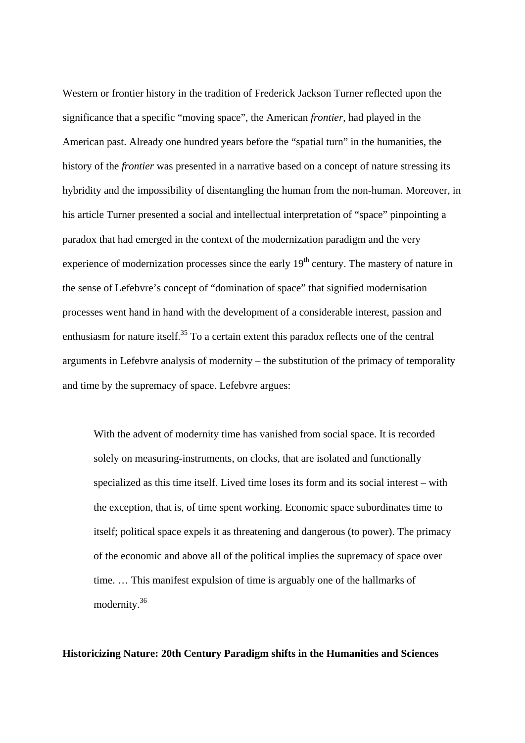Western or frontier history in the tradition of Frederick Jackson Turner reflected upon the significance that a specific "moving space", the American *frontier*, had played in the American past. Already one hundred years before the "spatial turn" in the humanities, the history of the *frontier* was presented in a narrative based on a concept of nature stressing its hybridity and the impossibility of disentangling the human from the non-human. Moreover, in his article Turner presented a social and intellectual interpretation of "space" pinpointing a paradox that had emerged in the context of the modernization paradigm and the very experience of modernization processes since the early 19th century. The mastery of nature in the sense of Lefebvre's concept of "domination of space" that signified modernisation processes went hand in hand with the development of a considerable interest, passion and enthusiasm for nature itself.[35] To a certain extent this paradox reflects one of the central arguments in Lefebvre analysis of modernity – the substitution of the primacy of temporality and time by the supremacy of space. Lefebvre argues:

> With the advent of modernity time has vanished from social space. It is recorded solely on measuring-instruments, on clocks, that are isolated and functionally specialized as this time itself. Lived time loses its form and its social interest – with the exception, that is, of time spent working. Economic space subordinates time to itself; political space expels it as threatening and dangerous (to power). The primacy of the economic and above all of the political implies the supremacy of space over time. … This manifest expulsion of time is arguably one of the hallmarks of modernity.[36]

**Historicizing Nature: 20th Century Paradigm shifts in the Humanities and Sciences**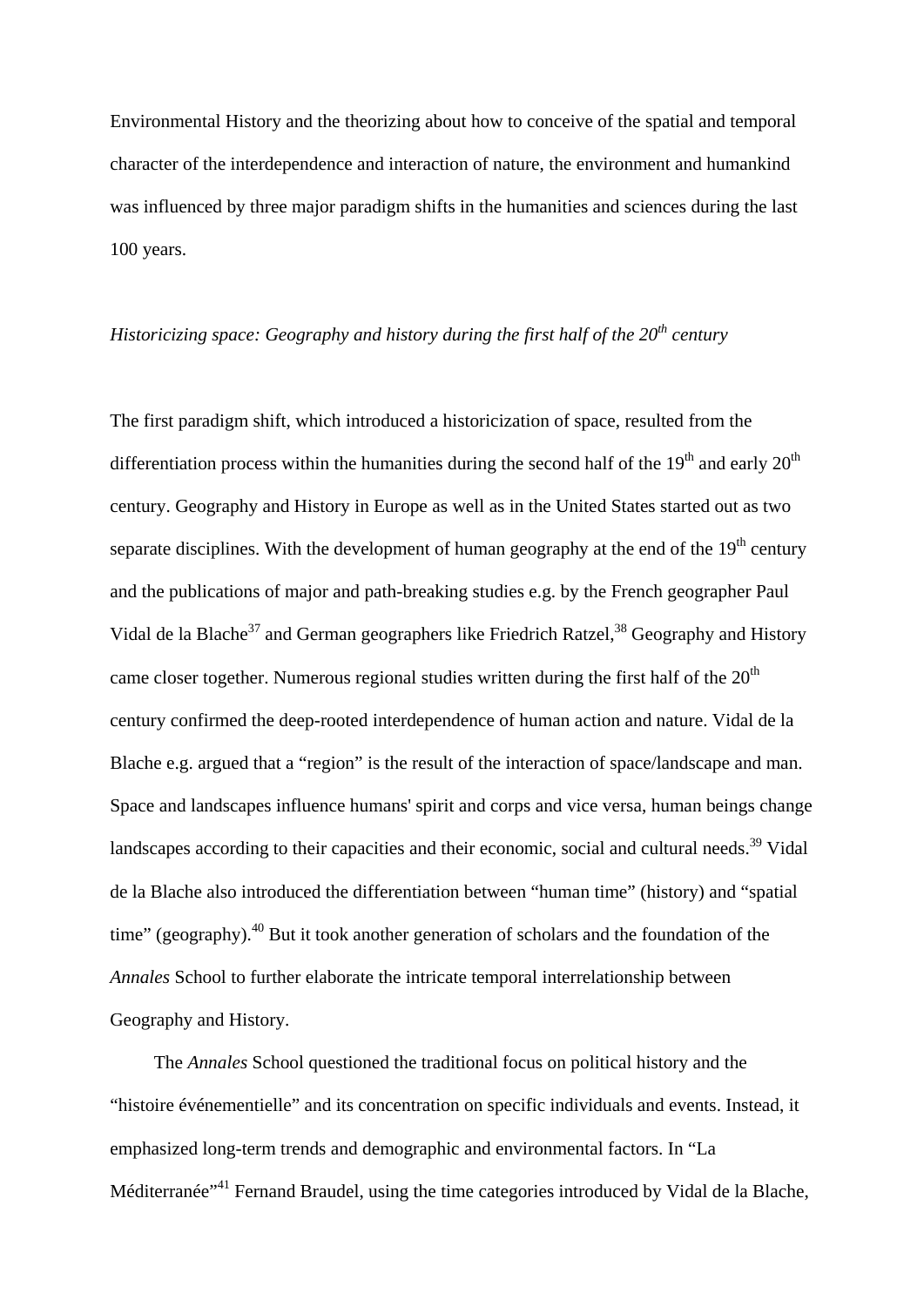Environmental History and the theorizing about how to conceive of the spatial and temporal character of the interdependence and interaction of nature, the environment and humankind was influenced by three major paradigm shifts in the humanities and sciences during the last 100 years.

### *Historicizing space: Geography and history during the first half of the 20th century*

The first paradigm shift, which introduced a historicization of space, resulted from the differentiation process within the humanities during the second half of the 19th and early 20th century. Geography and History in Europe as well as in the United States started out as two separate disciplines. With the development of human geography at the end of the 19th century and the publications of major and path-breaking studies e.g. by the French geographer Paul Vidal de la Blache[37] and German geographers like Friedrich Ratzel,[38] Geography and History came closer together. Numerous regional studies written during the first half of the 20th century confirmed the deep-rooted interdependence of human action and nature. Vidal de la Blache e.g. argued that a "region" is the result of the interaction of space/landscape and man. Space and landscapes influence humans' spirit and corps and vice versa, human beings change landscapes according to their capacities and their economic, social and cultural needs.[39] Vidal de la Blache also introduced the differentiation between "human time" (history) and "spatial time" (geography).[40] But it took another generation of scholars and the foundation of the *Annales* School to further elaborate the intricate temporal interrelationship between Geography and History.

The *Annales* School questioned the traditional focus on political history and the "histoire événementielle" and its concentration on specific individuals and events. Instead, it emphasized long-term trends and demographic and environmental factors. In "La Méditerranée"[41] Fernand Braudel, using the time categories introduced by Vidal de la Blache,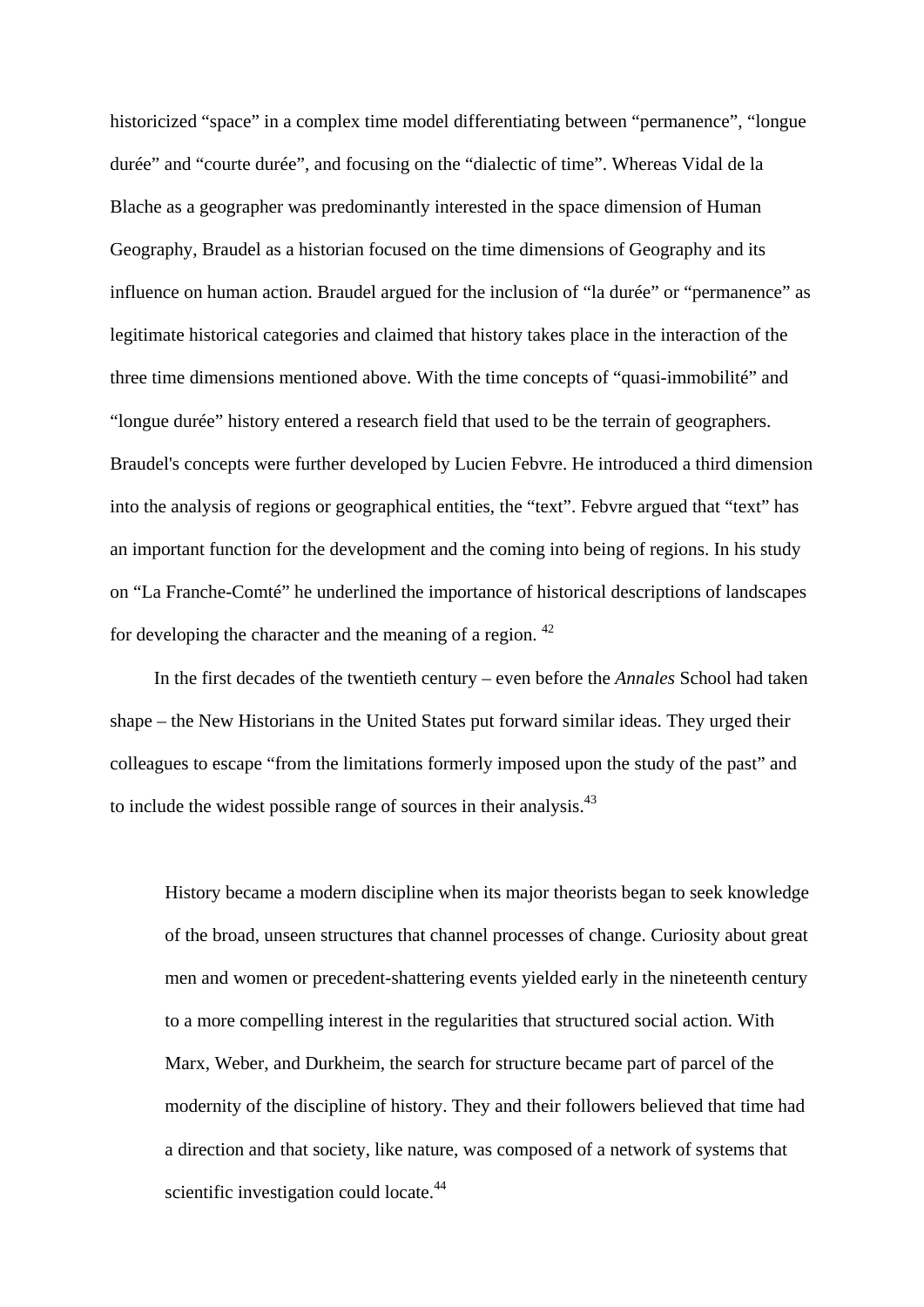historicized “space” in a complex time model differentiating between “permanence”, “longue durée” and “courte durée”, and focusing on the “dialectic of time”. Whereas Vidal de la Blache as a geographer was predominantly interested in the space dimension of Human Geography, Braudel as a historian focused on the time dimensions of Geography and its influence on human action. Braudel argued for the inclusion of “la durée” or “permanence” as legitimate historical categories and claimed that history takes place in the interaction of the three time dimensions mentioned above. With the time concepts of “quasi-immobilité” and “longue durée” history entered a research field that used to be the terrain of geographers. Braudel's concepts were further developed by Lucien Febvre. He introduced a third dimension into the analysis of regions or geographical entities, the “text”. Febvre argued that “text” has an important function for the development and the coming into being of regions. In his study on “La Franche-Comté” he underlined the importance of historical descriptions of landscapes for developing the character and the meaning of a region. [42]

In the first decades of the twentieth century – even before the *Annales* School had taken shape – the New Historians in the United States put forward similar ideas. They urged their colleagues to escape “from the limitations formerly imposed upon the study of the past” and to include the widest possible range of sources in their analysis.[43]

> History became a modern discipline when its major theorists began to seek knowledge of the broad, unseen structures that channel processes of change. Curiosity about great men and women or precedent-shattering events yielded early in the nineteenth century to a more compelling interest in the regularities that structured social action. With Marx, Weber, and Durkheim, the search for structure became part of parcel of the modernity of the discipline of history. They and their followers believed that time had a direction and that society, like nature, was composed of a network of systems that scientific investigation could locate.[44]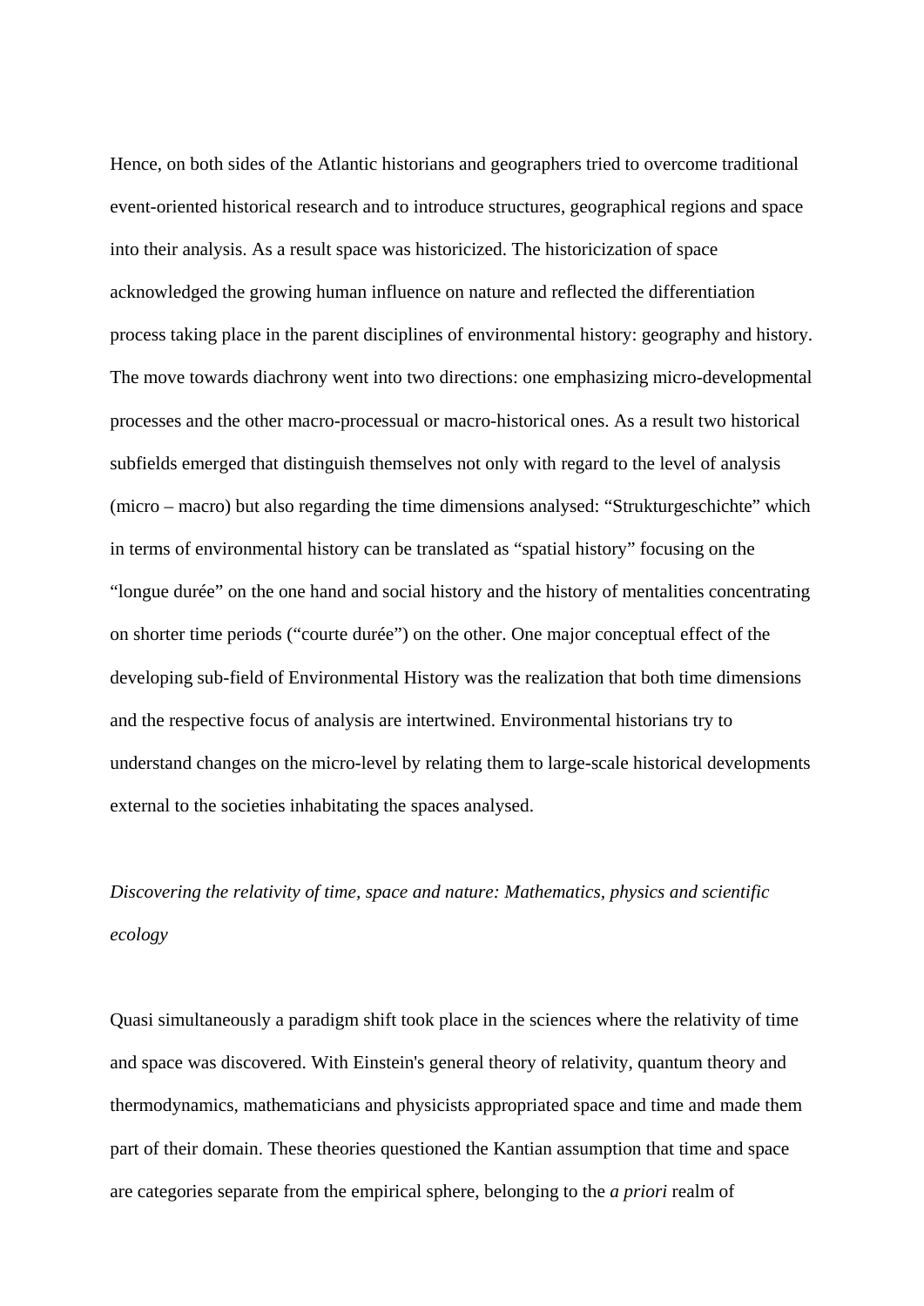Hence, on both sides of the Atlantic historians and geographers tried to overcome traditional event-oriented historical research and to introduce structures, geographical regions and space into their analysis. As a result space was historicized. The historicization of space acknowledged the growing human influence on nature and reflected the differentiation process taking place in the parent disciplines of environmental history: geography and history. The move towards diachrony went into two directions: one emphasizing micro-developmental processes and the other macro-processual or macro-historical ones. As a result two historical subfields emerged that distinguish themselves not only with regard to the level of analysis (micro – macro) but also regarding the time dimensions analysed: "Strukturgeschichte" which in terms of environmental history can be translated as "spatial history" focusing on the "longue durée" on the one hand and social history and the history of mentalities concentrating on shorter time periods ("courte durée") on the other. One major conceptual effect of the developing sub-field of Environmental History was the realization that both time dimensions and the respective focus of analysis are intertwined. Environmental historians try to understand changes on the micro-level by relating them to large-scale historical developments external to the societies inhabitating the spaces analysed.

*Discovering the relativity of time, space and nature: Mathematics, physics and scientific ecology*

Quasi simultaneously a paradigm shift took place in the sciences where the relativity of time and space was discovered. With Einstein's general theory of relativity, quantum theory and thermodynamics, mathematicians and physicists appropriated space and time and made them part of their domain. These theories questioned the Kantian assumption that time and space are categories separate from the empirical sphere, belonging to the *a priori* realm of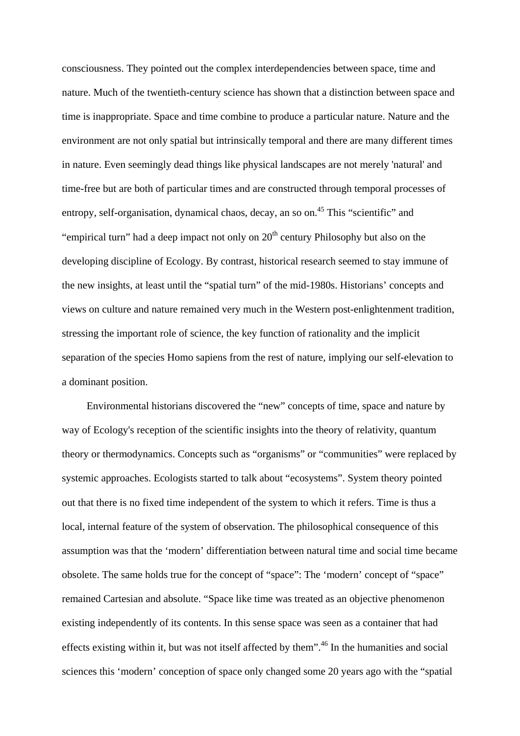consciousness. They pointed out the complex interdependencies between space, time and nature. Much of the twentieth-century science has shown that a distinction between space and time is inappropriate. Space and time combine to produce a particular nature. Nature and the environment are not only spatial but intrinsically temporal and there are many different times in nature. Even seemingly dead things like physical landscapes are not merely 'natural' and time-free but are both of particular times and are constructed through temporal processes of entropy, self-organisation, dynamical chaos, decay, an so on.[45] This "scientific" and "empirical turn" had a deep impact not only on 20th century Philosophy but also on the developing discipline of Ecology. By contrast, historical research seemed to stay immune of the new insights, at least until the "spatial turn" of the mid-1980s. Historians' concepts and views on culture and nature remained very much in the Western post-enlightenment tradition, stressing the important role of science, the key function of rationality and the implicit separation of the species Homo sapiens from the rest of nature, implying our self-elevation to a dominant position.

Environmental historians discovered the "new" concepts of time, space and nature by way of Ecology's reception of the scientific insights into the theory of relativity, quantum theory or thermodynamics. Concepts such as "organisms" or "communities" were replaced by systemic approaches. Ecologists started to talk about "ecosystems". System theory pointed out that there is no fixed time independent of the system to which it refers. Time is thus a local, internal feature of the system of observation. The philosophical consequence of this assumption was that the 'modern' differentiation between natural time and social time became obsolete. The same holds true for the concept of "space": The 'modern' concept of "space" remained Cartesian and absolute. "Space like time was treated as an objective phenomenon existing independently of its contents. In this sense space was seen as a container that had effects existing within it, but was not itself affected by them".[46] In the humanities and social sciences this 'modern' conception of space only changed some 20 years ago with the "spatial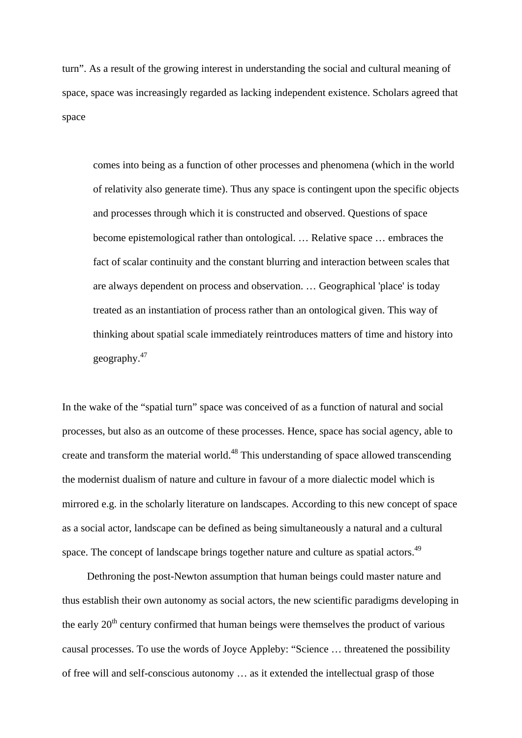turn”. As a result of the growing interest in understanding the social and cultural meaning of space, space was increasingly regarded as lacking independent existence. Scholars agreed that space

> comes into being as a function of other processes and phenomena (which in the world of relativity also generate time). Thus any space is contingent upon the specific objects and processes through which it is constructed and observed. Questions of space become epistemological rather than ontological. … Relative space … embraces the fact of scalar continuity and the constant blurring and interaction between scales that are always dependent on process and observation. … Geographical 'place' is today treated as an instantiation of process rather than an ontological given. This way of thinking about spatial scale immediately reintroduces matters of time and history into geography.[47]

In the wake of the “spatial turn” space was conceived of as a function of natural and social processes, but also as an outcome of these processes. Hence, space has social agency, able to create and transform the material world.[48] This understanding of space allowed transcending the modernist dualism of nature and culture in favour of a more dialectic model which is mirrored e.g. in the scholarly literature on landscapes. According to this new concept of space as a social actor, landscape can be defined as being simultaneously a natural and a cultural space. The concept of landscape brings together nature and culture as spatial actors.[49]

Dethroning the post-Newton assumption that human beings could master nature and thus establish their own autonomy as social actors, the new scientific paradigms developing in the early 20th century confirmed that human beings were themselves the product of various causal processes. To use the words of Joyce Appleby: “Science … threatened the possibility of free will and self-conscious autonomy … as it extended the intellectual grasp of those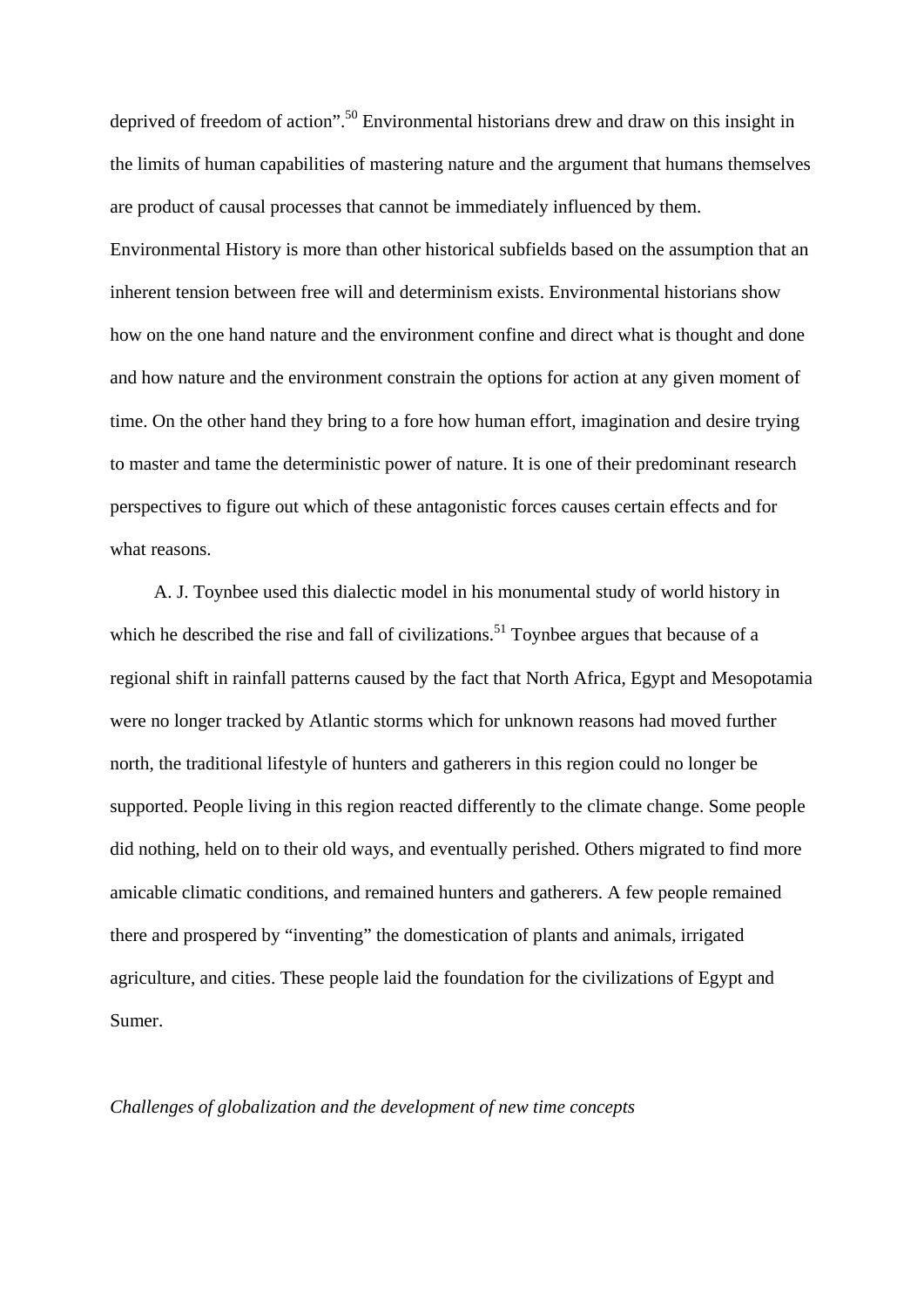deprived of freedom of action".[50] Environmental historians drew and draw on this insight in the limits of human capabilities of mastering nature and the argument that humans themselves are product of causal processes that cannot be immediately influenced by them. Environmental History is more than other historical subfields based on the assumption that an inherent tension between free will and determinism exists. Environmental historians show how on the one hand nature and the environment confine and direct what is thought and done and how nature and the environment constrain the options for action at any given moment of time. On the other hand they bring to a fore how human effort, imagination and desire trying to master and tame the deterministic power of nature. It is one of their predominant research perspectives to figure out which of these antagonistic forces causes certain effects and for what reasons.

A. J. Toynbee used this dialectic model in his monumental study of world history in which he described the rise and fall of civilizations.[51] Toynbee argues that because of a regional shift in rainfall patterns caused by the fact that North Africa, Egypt and Mesopotamia were no longer tracked by Atlantic storms which for unknown reasons had moved further north, the traditional lifestyle of hunters and gatherers in this region could no longer be supported. People living in this region reacted differently to the climate change. Some people did nothing, held on to their old ways, and eventually perished. Others migrated to find more amicable climatic conditions, and remained hunters and gatherers. A few people remained there and prospered by "inventing" the domestication of plants and animals, irrigated agriculture, and cities. These people laid the foundation for the civilizations of Egypt and Sumer.

*Challenges of globalization and the development of new time concepts*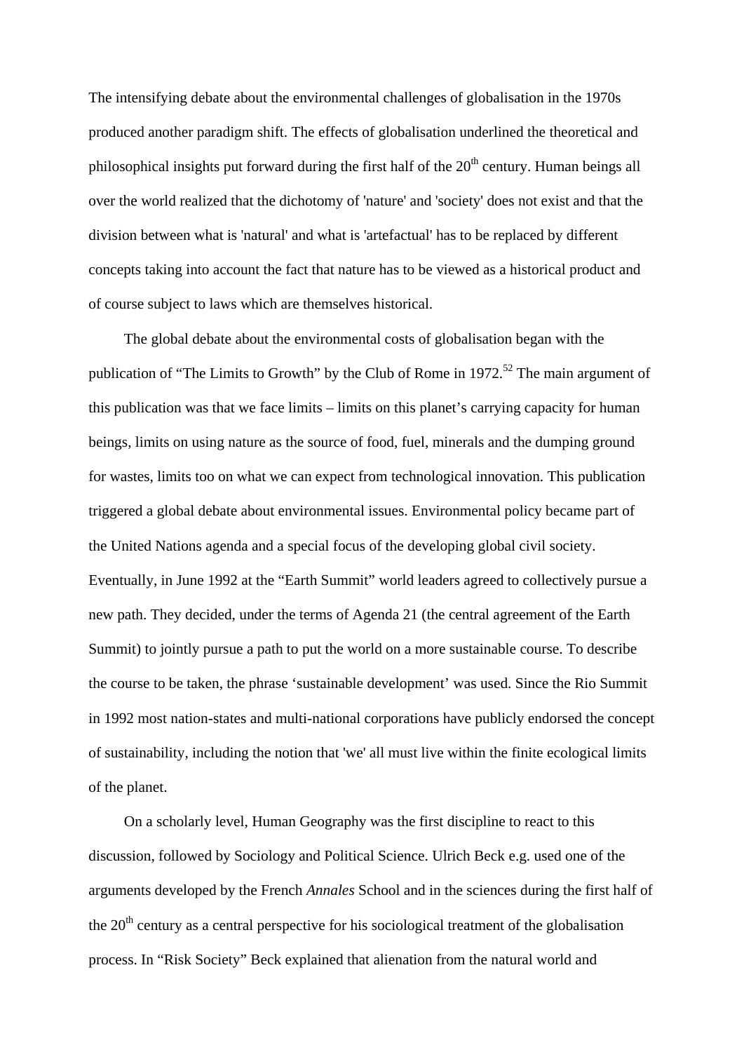The intensifying debate about the environmental challenges of globalisation in the 1970s produced another paradigm shift. The effects of globalisation underlined the theoretical and philosophical insights put forward during the first half of the 20th century. Human beings all over the world realized that the dichotomy of 'nature' and 'society' does not exist and that the division between what is 'natural' and what is 'artefactual' has to be replaced by different concepts taking into account the fact that nature has to be viewed as a historical product and of course subject to laws which are themselves historical.

The global debate about the environmental costs of globalisation began with the publication of “The Limits to Growth” by the Club of Rome in 1972.[52] The main argument of this publication was that we face limits – limits on this planet’s carrying capacity for human beings, limits on using nature as the source of food, fuel, minerals and the dumping ground for wastes, limits too on what we can expect from technological innovation. This publication triggered a global debate about environmental issues. Environmental policy became part of the United Nations agenda and a special focus of the developing global civil society. Eventually, in June 1992 at the “Earth Summit” world leaders agreed to collectively pursue a new path. They decided, under the terms of Agenda 21 (the central agreement of the Earth Summit) to jointly pursue a path to put the world on a more sustainable course. To describe the course to be taken, the phrase ‘sustainable development’ was used. Since the Rio Summit in 1992 most nation-states and multi-national corporations have publicly endorsed the concept of sustainability, including the notion that 'we' all must live within the finite ecological limits of the planet.

On a scholarly level, Human Geography was the first discipline to react to this discussion, followed by Sociology and Political Science. Ulrich Beck e.g. used one of the arguments developed by the French *Annales* School and in the sciences during the first half of the 20th century as a central perspective for his sociological treatment of the globalisation process. In “Risk Society” Beck explained that alienation from the natural world and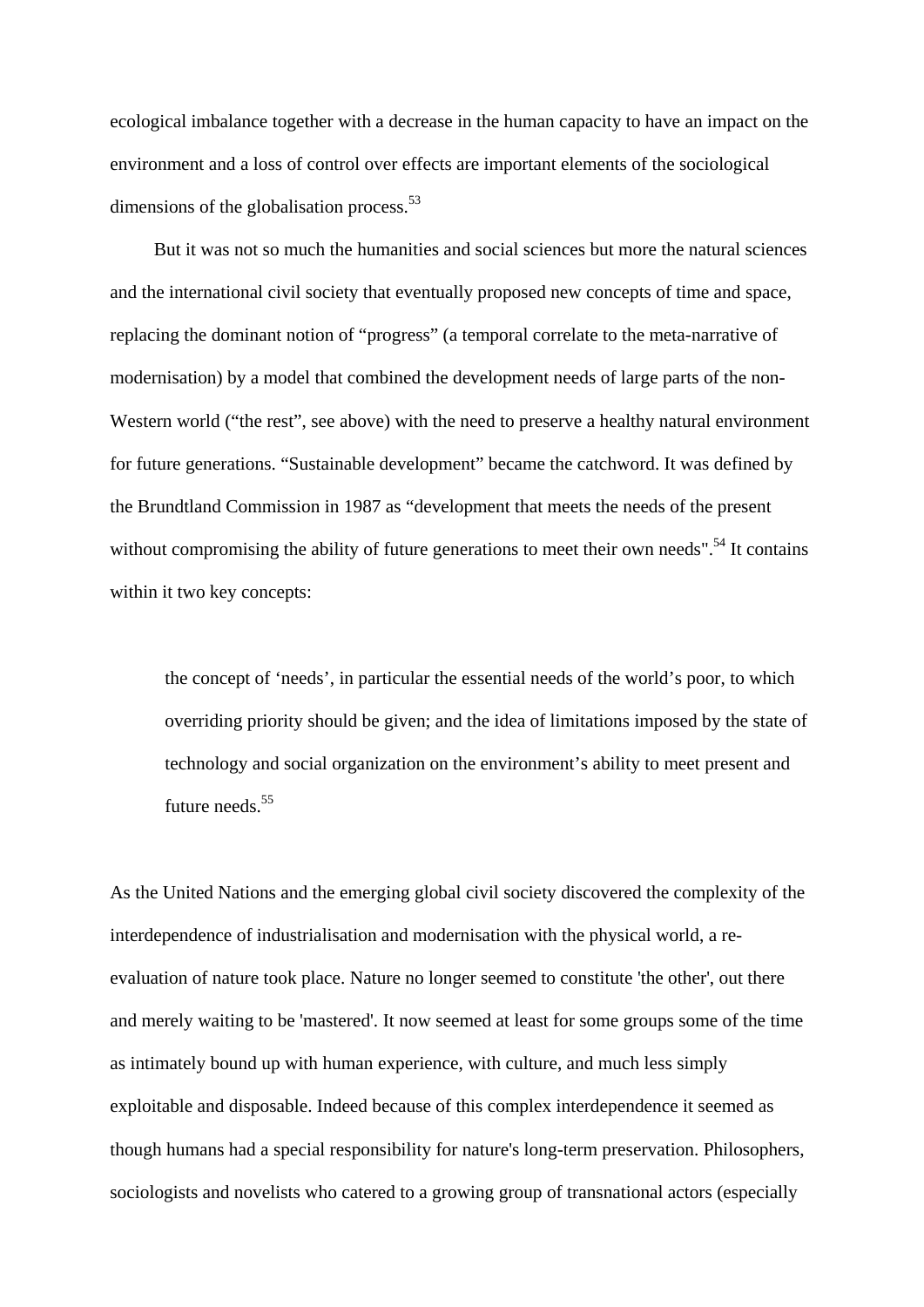ecological imbalance together with a decrease in the human capacity to have an impact on the environment and a loss of control over effects are important elements of the sociological dimensions of the globalisation process.[53]

But it was not so much the humanities and social sciences but more the natural sciences and the international civil society that eventually proposed new concepts of time and space, replacing the dominant notion of "progress" (a temporal correlate to the meta-narrative of modernisation) by a model that combined the development needs of large parts of the non-Western world ("the rest", see above) with the need to preserve a healthy natural environment for future generations. "Sustainable development" became the catchword. It was defined by the Brundtland Commission in 1987 as "development that meets the needs of the present without compromising the ability of future generations to meet their own needs".[54] It contains within it two key concepts:

> the concept of 'needs', in particular the essential needs of the world's poor, to which overriding priority should be given; and the idea of limitations imposed by the state of technology and social organization on the environment's ability to meet present and future needs.[55]

As the United Nations and the emerging global civil society discovered the complexity of the interdependence of industrialisation and modernisation with the physical world, a re-evaluation of nature took place. Nature no longer seemed to constitute 'the other', out there and merely waiting to be 'mastered'. It now seemed at least for some groups some of the time as intimately bound up with human experience, with culture, and much less simply exploitable and disposable. Indeed because of this complex interdependence it seemed as though humans had a special responsibility for nature's long-term preservation. Philosophers, sociologists and novelists who catered to a growing group of transnational actors (especially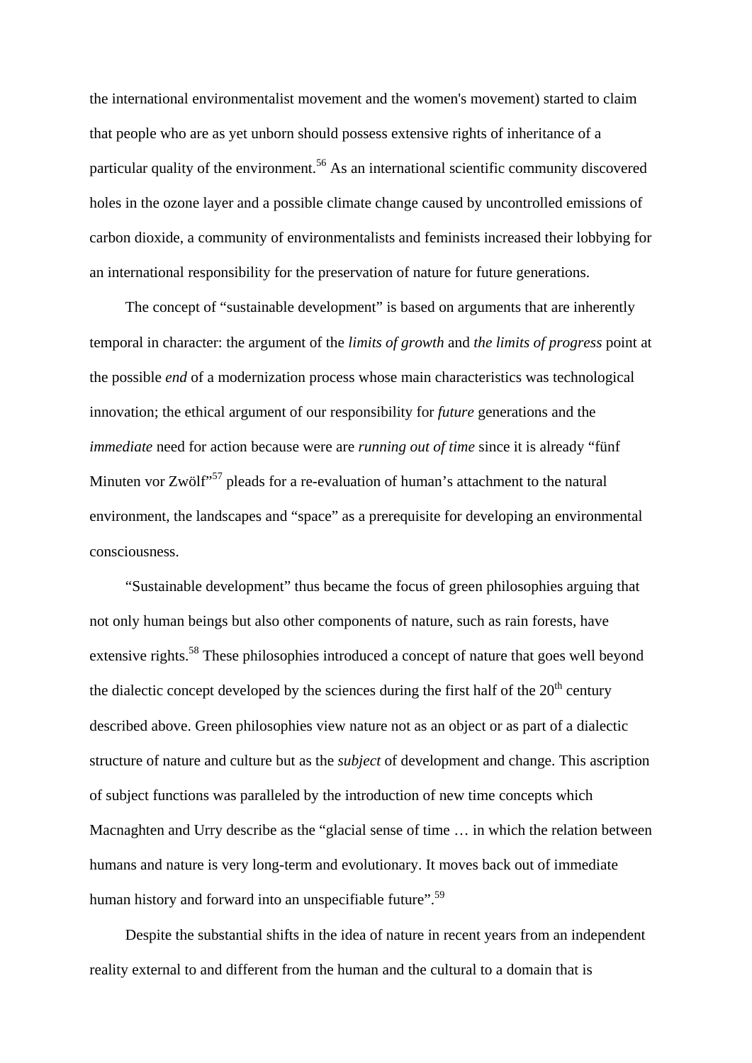the international environmentalist movement and the women's movement) started to claim that people who are as yet unborn should possess extensive rights of inheritance of a particular quality of the environment.[56] As an international scientific community discovered holes in the ozone layer and a possible climate change caused by uncontrolled emissions of carbon dioxide, a community of environmentalists and feminists increased their lobbying for an international responsibility for the preservation of nature for future generations.

The concept of "sustainable development" is based on arguments that are inherently temporal in character: the argument of the *limits of growth* and *the limits of progress* point at the possible *end* of a modernization process whose main characteristics was technological innovation; the ethical argument of our responsibility for *future* generations and the *immediate* need for action because were are *running out of time* since it is already "fünf Minuten vor Zwölf"[57] pleads for a re-evaluation of human's attachment to the natural environment, the landscapes and "space" as a prerequisite for developing an environmental consciousness.

"Sustainable development" thus became the focus of green philosophies arguing that not only human beings but also other components of nature, such as rain forests, have extensive rights.[58] These philosophies introduced a concept of nature that goes well beyond the dialectic concept developed by the sciences during the first half of the 20th century described above. Green philosophies view nature not as an object or as part of a dialectic structure of nature and culture but as the *subject* of development and change. This ascription of subject functions was paralleled by the introduction of new time concepts which Macnaghten and Urry describe as the "glacial sense of time … in which the relation between humans and nature is very long-term and evolutionary. It moves back out of immediate human history and forward into an unspecifiable future".[59]

Despite the substantial shifts in the idea of nature in recent years from an independent reality external to and different from the human and the cultural to a domain that is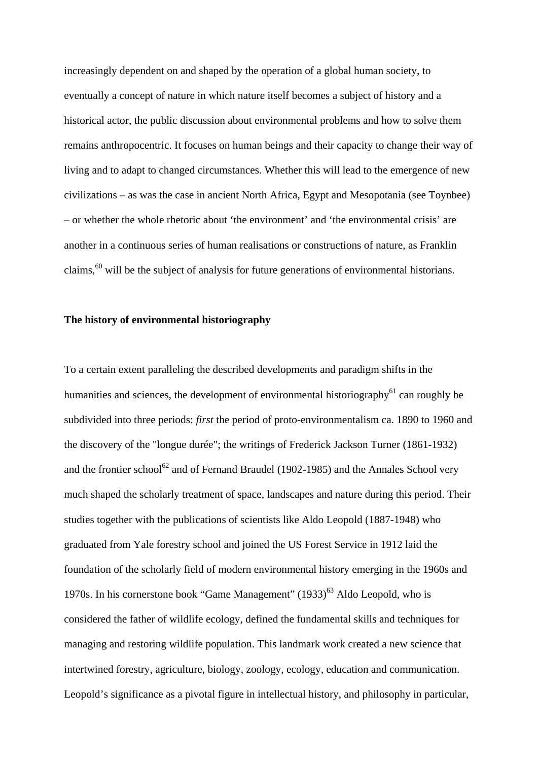increasingly dependent on and shaped by the operation of a global human society, to eventually a concept of nature in which nature itself becomes a subject of history and a historical actor, the public discussion about environmental problems and how to solve them remains anthropocentric. It focuses on human beings and their capacity to change their way of living and to adapt to changed circumstances. Whether this will lead to the emergence of new civilizations – as was the case in ancient North Africa, Egypt and Mesopotania (see Toynbee) – or whether the whole rhetoric about 'the environment' and 'the environmental crisis' are another in a continuous series of human realisations or constructions of nature, as Franklin claims,[60] will be the subject of analysis for future generations of environmental historians.

**The history of environmental historiography**

To a certain extent paralleling the described developments and paradigm shifts in the humanities and sciences, the development of environmental historiography[61] can roughly be subdivided into three periods: *first* the period of proto-environmentalism ca. 1890 to 1960 and the discovery of the "longue durée"; the writings of Frederick Jackson Turner (1861-1932) and the frontier school[62] and of Fernand Braudel (1902-1985) and the Annales School very much shaped the scholarly treatment of space, landscapes and nature during this period. Their studies together with the publications of scientists like Aldo Leopold (1887-1948) who graduated from Yale forestry school and joined the US Forest Service in 1912 laid the foundation of the scholarly field of modern environmental history emerging in the 1960s and 1970s. In his cornerstone book "Game Management" (1933)[63] Aldo Leopold, who is considered the father of wildlife ecology, defined the fundamental skills and techniques for managing and restoring wildlife population. This landmark work created a new science that intertwined forestry, agriculture, biology, zoology, ecology, education and communication. Leopold's significance as a pivotal figure in intellectual history, and philosophy in particular,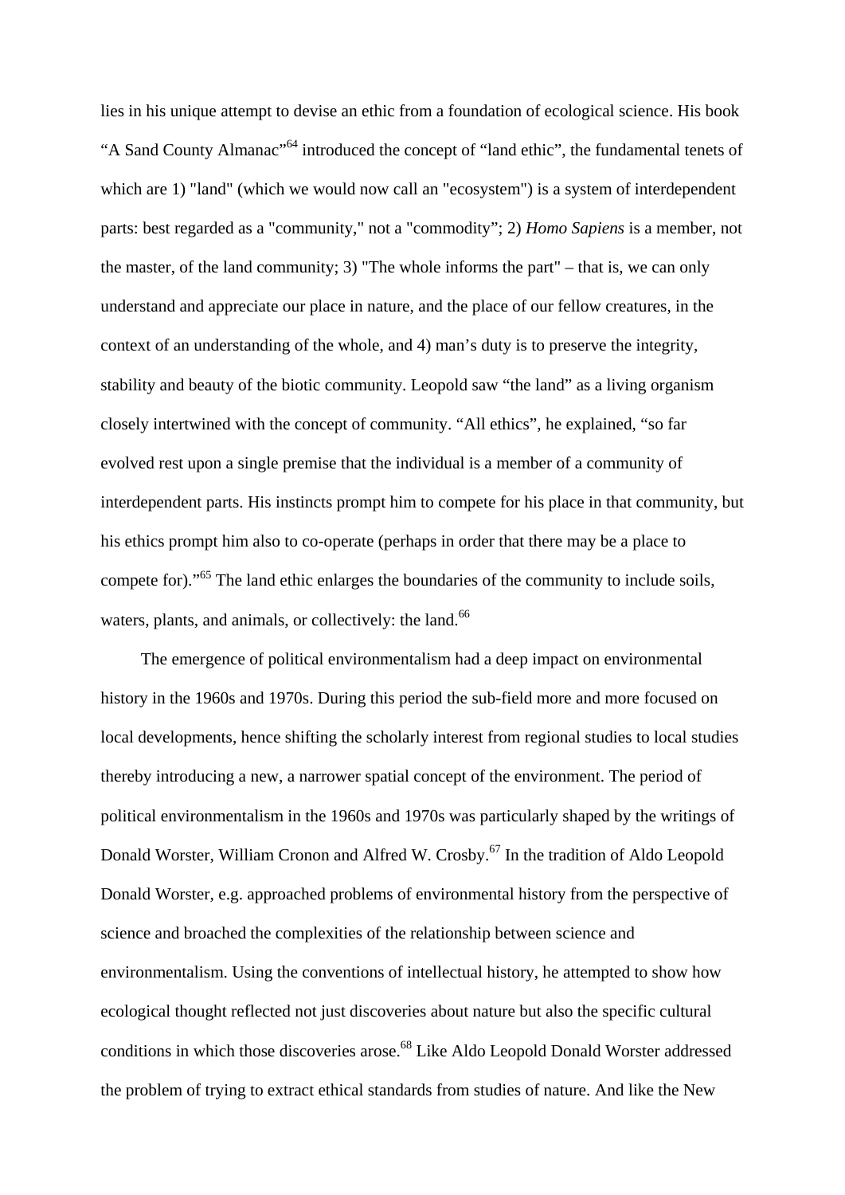lies in his unique attempt to devise an ethic from a foundation of ecological science. His book "A Sand County Almanac"[64] introduced the concept of "land ethic", the fundamental tenets of which are 1) "land" (which we would now call an "ecosystem") is a system of interdependent parts: best regarded as a "community," not a "commodity"; 2) *Homo Sapiens* is a member, not the master, of the land community; 3) "The whole informs the part" – that is, we can only understand and appreciate our place in nature, and the place of our fellow creatures, in the context of an understanding of the whole, and 4) man's duty is to preserve the integrity, stability and beauty of the biotic community. Leopold saw "the land" as a living organism closely intertwined with the concept of community. "All ethics", he explained, "so far evolved rest upon a single premise that the individual is a member of a community of interdependent parts. His instincts prompt him to compete for his place in that community, but his ethics prompt him also to co-operate (perhaps in order that there may be a place to compete for)."[65] The land ethic enlarges the boundaries of the community to include soils, waters, plants, and animals, or collectively: the land.[66]

The emergence of political environmentalism had a deep impact on environmental history in the 1960s and 1970s. During this period the sub-field more and more focused on local developments, hence shifting the scholarly interest from regional studies to local studies thereby introducing a new, a narrower spatial concept of the environment. The period of political environmentalism in the 1960s and 1970s was particularly shaped by the writings of Donald Worster, William Cronon and Alfred W. Crosby.[67] In the tradition of Aldo Leopold Donald Worster, e.g. approached problems of environmental history from the perspective of science and broached the complexities of the relationship between science and environmentalism. Using the conventions of intellectual history, he attempted to show how ecological thought reflected not just discoveries about nature but also the specific cultural conditions in which those discoveries arose.[68] Like Aldo Leopold Donald Worster addressed the problem of trying to extract ethical standards from studies of nature. And like the New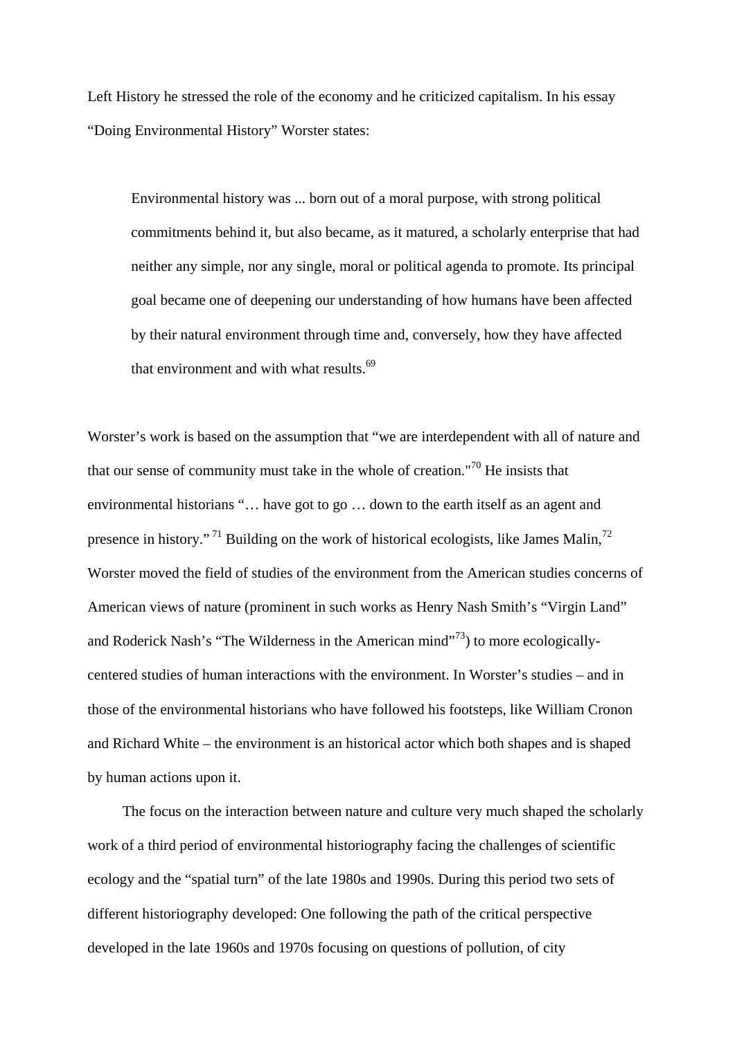Left History he stressed the role of the economy and he criticized capitalism. In his essay "Doing Environmental History" Worster states:

> Environmental history was ... born out of a moral purpose, with strong political commitments behind it, but also became, as it matured, a scholarly enterprise that had neither any simple, nor any single, moral or political agenda to promote. Its principal goal became one of deepening our understanding of how humans have been affected by their natural environment through time and, conversely, how they have affected that environment and with what results.[69]

Worster's work is based on the assumption that "we are interdependent with all of nature and that our sense of community must take in the whole of creation."[70] He insists that environmental historians "… have got to go … down to the earth itself as an agent and presence in history." [71] Building on the work of historical ecologists, like James Malin,[72] Worster moved the field of studies of the environment from the American studies concerns of American views of nature (prominent in such works as Henry Nash Smith's "Virgin Land" and Roderick Nash's "The Wilderness in the American mind"[73]) to more ecologically-centered studies of human interactions with the environment. In Worster's studies – and in those of the environmental historians who have followed his footsteps, like William Cronon and Richard White – the environment is an historical actor which both shapes and is shaped by human actions upon it.

The focus on the interaction between nature and culture very much shaped the scholarly work of a third period of environmental historiography facing the challenges of scientific ecology and the "spatial turn" of the late 1980s and 1990s. During this period two sets of different historiography developed: One following the path of the critical perspective developed in the late 1960s and 1970s focusing on questions of pollution, of city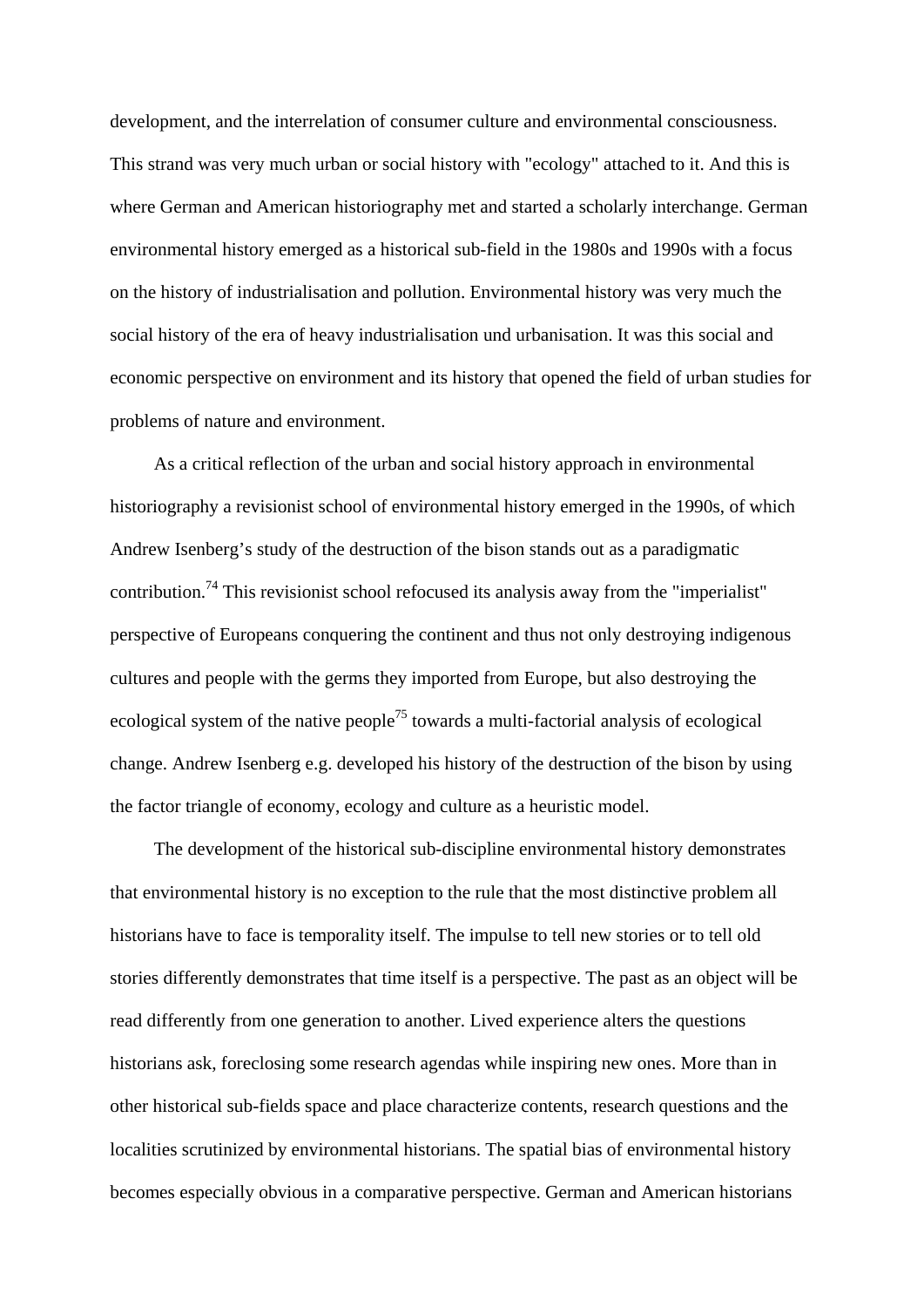development, and the interrelation of consumer culture and environmental consciousness. This strand was very much urban or social history with "ecology" attached to it. And this is where German and American historiography met and started a scholarly interchange. German environmental history emerged as a historical sub-field in the 1980s and 1990s with a focus on the history of industrialisation and pollution. Environmental history was very much the social history of the era of heavy industrialisation und urbanisation. It was this social and economic perspective on environment and its history that opened the field of urban studies for problems of nature and environment.

As a critical reflection of the urban and social history approach in environmental historiography a revisionist school of environmental history emerged in the 1990s, of which Andrew Isenberg's study of the destruction of the bison stands out as a paradigmatic contribution.[74] This revisionist school refocused its analysis away from the "imperialist" perspective of Europeans conquering the continent and thus not only destroying indigenous cultures and people with the germs they imported from Europe, but also destroying the ecological system of the native people[75] towards a multi-factorial analysis of ecological change. Andrew Isenberg e.g. developed his history of the destruction of the bison by using the factor triangle of economy, ecology and culture as a heuristic model.

The development of the historical sub-discipline environmental history demonstrates that environmental history is no exception to the rule that the most distinctive problem all historians have to face is temporality itself. The impulse to tell new stories or to tell old stories differently demonstrates that time itself is a perspective. The past as an object will be read differently from one generation to another. Lived experience alters the questions historians ask, foreclosing some research agendas while inspiring new ones. More than in other historical sub-fields space and place characterize contents, research questions and the localities scrutinized by environmental historians. The spatial bias of environmental history becomes especially obvious in a comparative perspective. German and American historians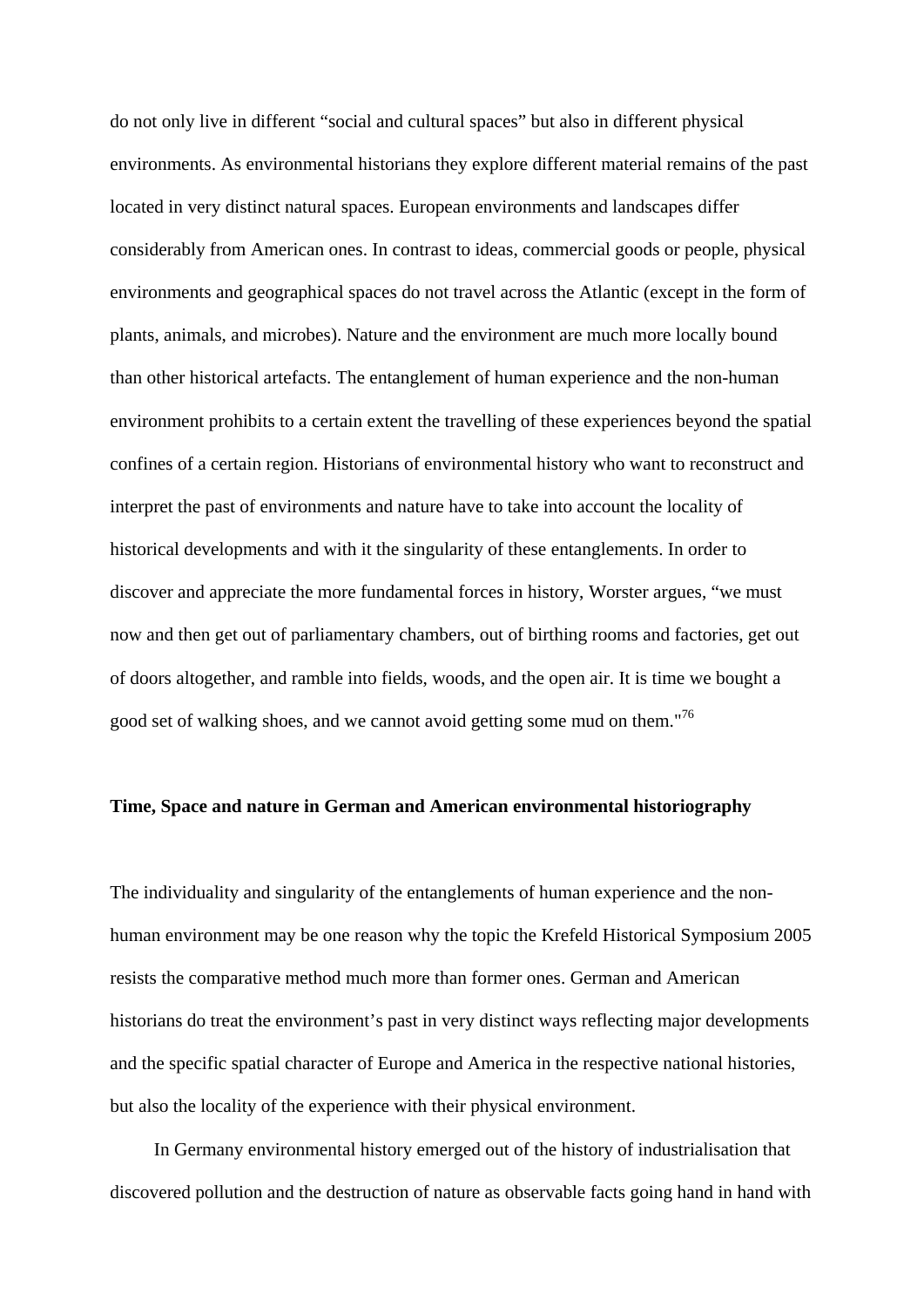do not only live in different "social and cultural spaces" but also in different physical environments. As environmental historians they explore different material remains of the past located in very distinct natural spaces. European environments and landscapes differ considerably from American ones. In contrast to ideas, commercial goods or people, physical environments and geographical spaces do not travel across the Atlantic (except in the form of plants, animals, and microbes). Nature and the environment are much more locally bound than other historical artefacts. The entanglement of human experience and the non-human environment prohibits to a certain extent the travelling of these experiences beyond the spatial confines of a certain region. Historians of environmental history who want to reconstruct and interpret the past of environments and nature have to take into account the locality of historical developments and with it the singularity of these entanglements. In order to discover and appreciate the more fundamental forces in history, Worster argues, "we must now and then get out of parliamentary chambers, out of birthing rooms and factories, get out of doors altogether, and ramble into fields, woods, and the open air. It is time we bought a good set of walking shoes, and we cannot avoid getting some mud on them."[76]

**Time, Space and nature in German and American environmental historiography**

The individuality and singularity of the entanglements of human experience and the non-human environment may be one reason why the topic the Krefeld Historical Symposium 2005 resists the comparative method much more than former ones. German and American historians do treat the environment's past in very distinct ways reflecting major developments and the specific spatial character of Europe and America in the respective national histories, but also the locality of the experience with their physical environment.

In Germany environmental history emerged out of the history of industrialisation that discovered pollution and the destruction of nature as observable facts going hand in hand with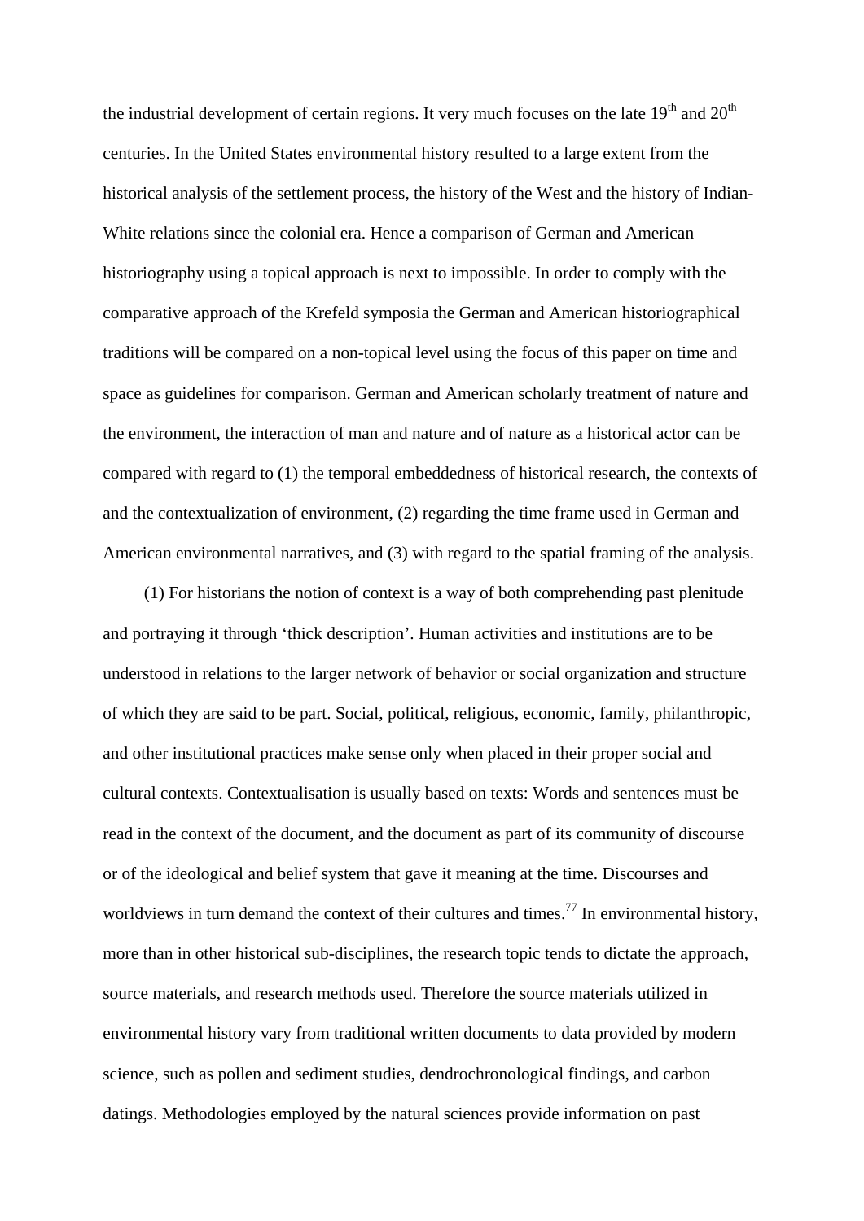the industrial development of certain regions. It very much focuses on the late 19th and 20th centuries. In the United States environmental history resulted to a large extent from the historical analysis of the settlement process, the history of the West and the history of Indian-White relations since the colonial era. Hence a comparison of German and American historiography using a topical approach is next to impossible. In order to comply with the comparative approach of the Krefeld symposia the German and American historiographical traditions will be compared on a non-topical level using the focus of this paper on time and space as guidelines for comparison. German and American scholarly treatment of nature and the environment, the interaction of man and nature and of nature as a historical actor can be compared with regard to (1) the temporal embeddedness of historical research, the contexts of and the contextualization of environment, (2) regarding the time frame used in German and American environmental narratives, and (3) with regard to the spatial framing of the analysis.

(1) For historians the notion of context is a way of both comprehending past plenitude and portraying it through 'thick description'. Human activities and institutions are to be understood in relations to the larger network of behavior or social organization and structure of which they are said to be part. Social, political, religious, economic, family, philanthropic, and other institutional practices make sense only when placed in their proper social and cultural contexts. Contextualisation is usually based on texts: Words and sentences must be read in the context of the document, and the document as part of its community of discourse or of the ideological and belief system that gave it meaning at the time. Discourses and worldviews in turn demand the context of their cultures and times.[77] In environmental history, more than in other historical sub-disciplines, the research topic tends to dictate the approach, source materials, and research methods used. Therefore the source materials utilized in environmental history vary from traditional written documents to data provided by modern science, such as pollen and sediment studies, dendrochronological findings, and carbon datings. Methodologies employed by the natural sciences provide information on past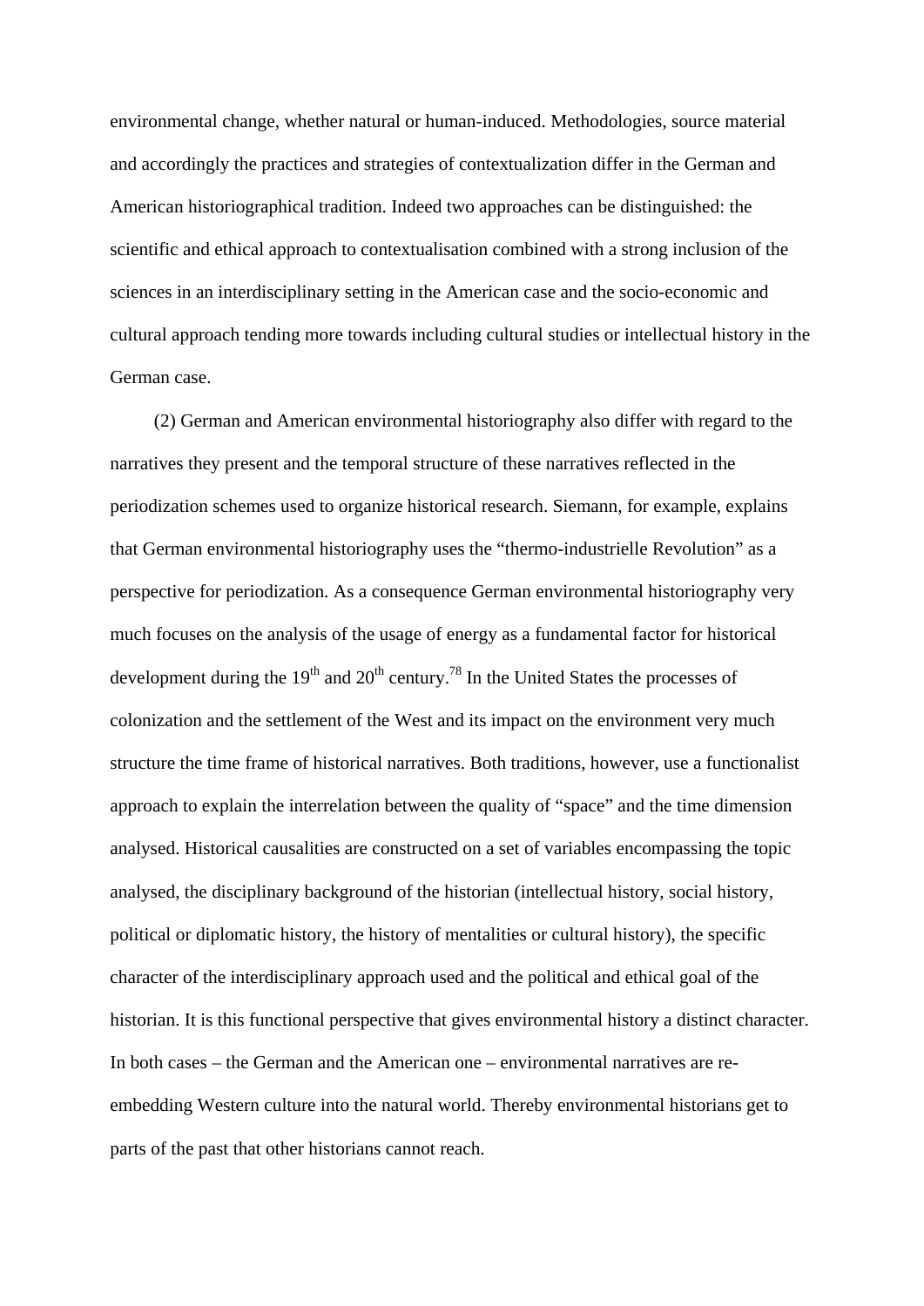environmental change, whether natural or human-induced. Methodologies, source material and accordingly the practices and strategies of contextualization differ in the German and American historiographical tradition. Indeed two approaches can be distinguished: the scientific and ethical approach to contextualisation combined with a strong inclusion of the sciences in an interdisciplinary setting in the American case and the socio-economic and cultural approach tending more towards including cultural studies or intellectual history in the German case.

(2) German and American environmental historiography also differ with regard to the narratives they present and the temporal structure of these narratives reflected in the periodization schemes used to organize historical research. Siemann, for example, explains that German environmental historiography uses the "thermo-industrielle Revolution" as a perspective for periodization. As a consequence German environmental historiography very much focuses on the analysis of the usage of energy as a fundamental factor for historical development during the 19th and 20th century.[78] In the United States the processes of colonization and the settlement of the West and its impact on the environment very much structure the time frame of historical narratives. Both traditions, however, use a functionalist approach to explain the interrelation between the quality of "space" and the time dimension analysed. Historical causalities are constructed on a set of variables encompassing the topic analysed, the disciplinary background of the historian (intellectual history, social history, political or diplomatic history, the history of mentalities or cultural history), the specific character of the interdisciplinary approach used and the political and ethical goal of the historian. It is this functional perspective that gives environmental history a distinct character. In both cases – the German and the American one – environmental narratives are re-embedding Western culture into the natural world. Thereby environmental historians get to parts of the past that other historians cannot reach.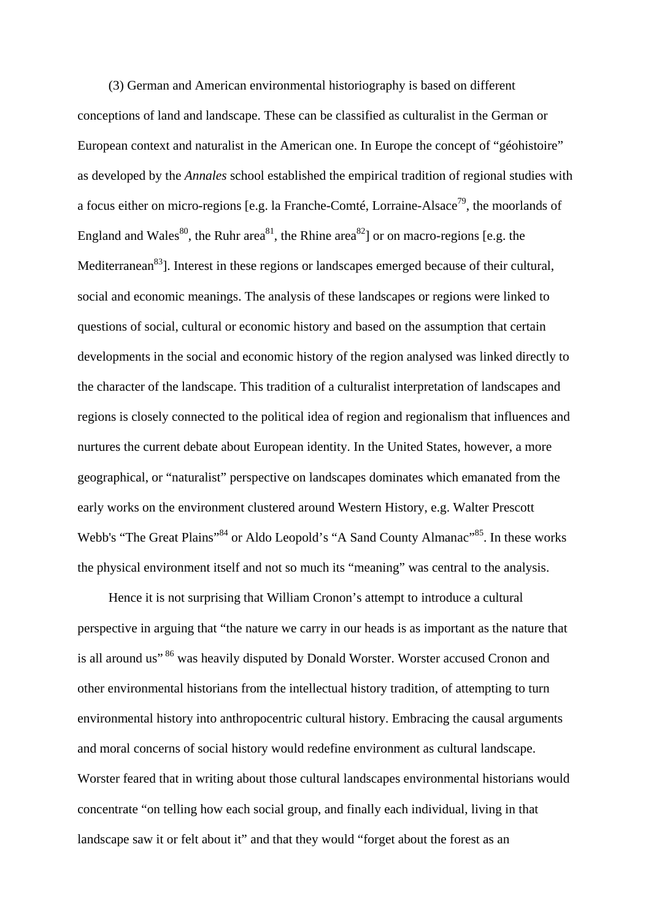(3) German and American environmental historiography is based on different conceptions of land and landscape. These can be classified as culturalist in the German or European context and naturalist in the American one. In Europe the concept of "géohistoire" as developed by the *Annales* school established the empirical tradition of regional studies with a focus either on micro-regions [e.g. la Franche-Comté, Lorraine-Alsace[79], the moorlands of England and Wales[80], the Ruhr area[81], the Rhine area[82]] or on macro-regions [e.g. the Mediterranean[83]]. Interest in these regions or landscapes emerged because of their cultural, social and economic meanings. The analysis of these landscapes or regions were linked to questions of social, cultural or economic history and based on the assumption that certain developments in the social and economic history of the region analysed was linked directly to the character of the landscape. This tradition of a culturalist interpretation of landscapes and regions is closely connected to the political idea of region and regionalism that influences and nurtures the current debate about European identity. In the United States, however, a more geographical, or "naturalist" perspective on landscapes dominates which emanated from the early works on the environment clustered around Western History, e.g. Walter Prescott Webb's "The Great Plains"[84] or Aldo Leopold's "A Sand County Almanac"[85]. In these works the physical environment itself and not so much its "meaning" was central to the analysis.

Hence it is not surprising that William Cronon's attempt to introduce a cultural perspective in arguing that "the nature we carry in our heads is as important as the nature that is all around us" [86] was heavily disputed by Donald Worster. Worster accused Cronon and other environmental historians from the intellectual history tradition, of attempting to turn environmental history into anthropocentric cultural history. Embracing the causal arguments and moral concerns of social history would redefine environment as cultural landscape. Worster feared that in writing about those cultural landscapes environmental historians would concentrate "on telling how each social group, and finally each individual, living in that landscape saw it or felt about it" and that they would "forget about the forest as an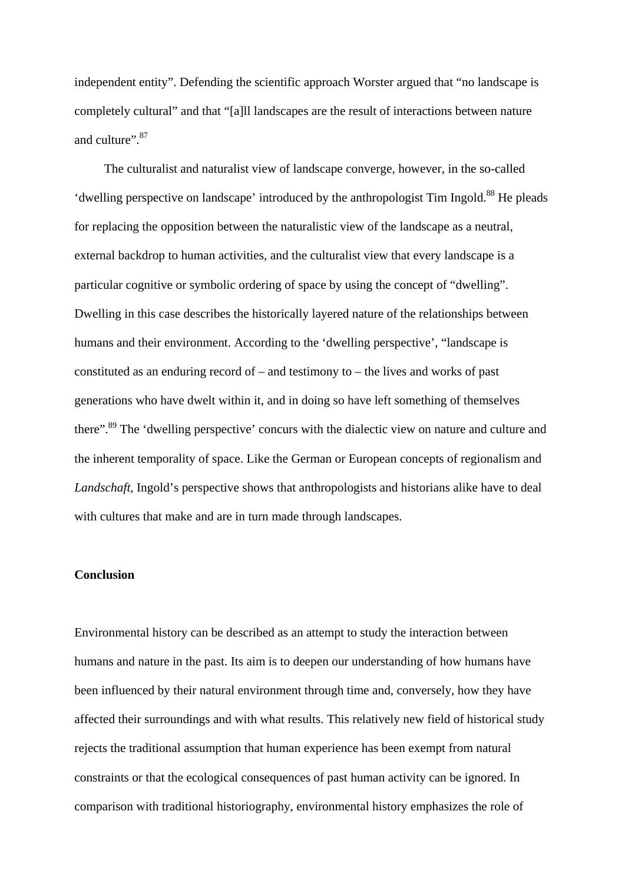independent entity". Defending the scientific approach Worster argued that "no landscape is completely cultural" and that "[a]ll landscapes are the result of interactions between nature and culture".[87]

The culturalist and naturalist view of landscape converge, however, in the so-called 'dwelling perspective on landscape' introduced by the anthropologist Tim Ingold.[88] He pleads for replacing the opposition between the naturalistic view of the landscape as a neutral, external backdrop to human activities, and the culturalist view that every landscape is a particular cognitive or symbolic ordering of space by using the concept of "dwelling". Dwelling in this case describes the historically layered nature of the relationships between humans and their environment. According to the 'dwelling perspective', "landscape is constituted as an enduring record of – and testimony to – the lives and works of past generations who have dwelt within it, and in doing so have left something of themselves there".[89] The 'dwelling perspective' concurs with the dialectic view on nature and culture and the inherent temporality of space. Like the German or European concepts of regionalism and *Landschaft*, Ingold's perspective shows that anthropologists and historians alike have to deal with cultures that make and are in turn made through landscapes.

**Conclusion**

Environmental history can be described as an attempt to study the interaction between humans and nature in the past. Its aim is to deepen our understanding of how humans have been influenced by their natural environment through time and, conversely, how they have affected their surroundings and with what results. This relatively new field of historical study rejects the traditional assumption that human experience has been exempt from natural constraints or that the ecological consequences of past human activity can be ignored. In comparison with traditional historiography, environmental history emphasizes the role of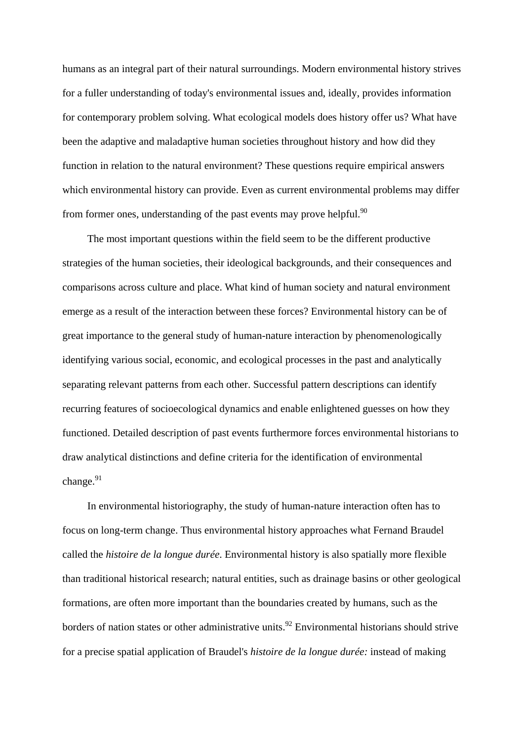humans as an integral part of their natural surroundings. Modern environmental history strives for a fuller understanding of today's environmental issues and, ideally, provides information for contemporary problem solving. What ecological models does history offer us? What have been the adaptive and maladaptive human societies throughout history and how did they function in relation to the natural environment? These questions require empirical answers which environmental history can provide. Even as current environmental problems may differ from former ones, understanding of the past events may prove helpful.[90]

The most important questions within the field seem to be the different productive strategies of the human societies, their ideological backgrounds, and their consequences and comparisons across culture and place. What kind of human society and natural environment emerge as a result of the interaction between these forces? Environmental history can be of great importance to the general study of human-nature interaction by phenomenologically identifying various social, economic, and ecological processes in the past and analytically separating relevant patterns from each other. Successful pattern descriptions can identify recurring features of socioecological dynamics and enable enlightened guesses on how they functioned. Detailed description of past events furthermore forces environmental historians to draw analytical distinctions and define criteria for the identification of environmental change.[91]

In environmental historiography, the study of human-nature interaction often has to focus on long-term change. Thus environmental history approaches what Fernand Braudel called the *histoire de la longue durée*. Environmental history is also spatially more flexible than traditional historical research; natural entities, such as drainage basins or other geological formations, are often more important than the boundaries created by humans, such as the borders of nation states or other administrative units.[92] Environmental historians should strive for a precise spatial application of Braudel's *histoire de la longue durée:* instead of making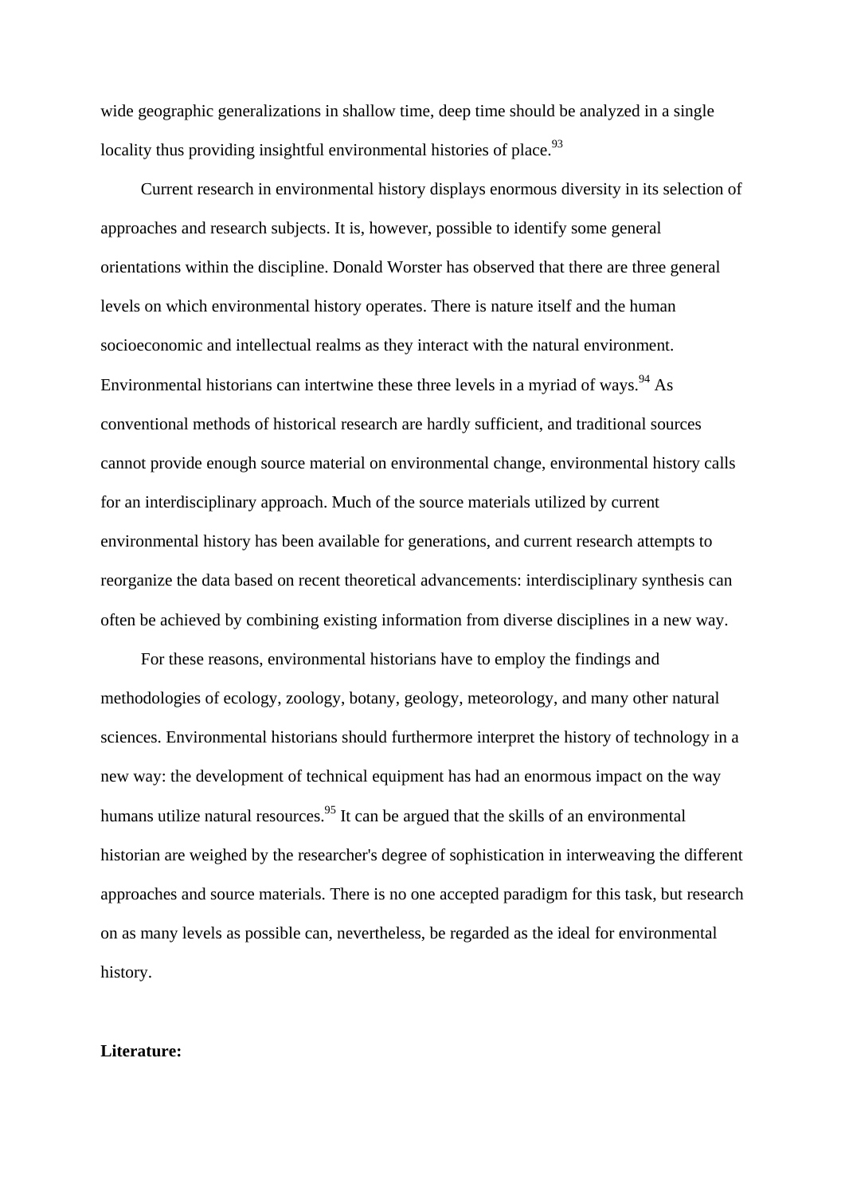wide geographic generalizations in shallow time, deep time should be analyzed in a single locality thus providing insightful environmental histories of place.[93]

Current research in environmental history displays enormous diversity in its selection of approaches and research subjects. It is, however, possible to identify some general orientations within the discipline. Donald Worster has observed that there are three general levels on which environmental history operates. There is nature itself and the human socioeconomic and intellectual realms as they interact with the natural environment. Environmental historians can intertwine these three levels in a myriad of ways.[94] As conventional methods of historical research are hardly sufficient, and traditional sources cannot provide enough source material on environmental change, environmental history calls for an interdisciplinary approach. Much of the source materials utilized by current environmental history has been available for generations, and current research attempts to reorganize the data based on recent theoretical advancements: interdisciplinary synthesis can often be achieved by combining existing information from diverse disciplines in a new way.

For these reasons, environmental historians have to employ the findings and methodologies of ecology, zoology, botany, geology, meteorology, and many other natural sciences. Environmental historians should furthermore interpret the history of technology in a new way: the development of technical equipment has had an enormous impact on the way humans utilize natural resources.[95] It can be argued that the skills of an environmental historian are weighed by the researcher's degree of sophistication in interweaving the different approaches and source materials. There is no one accepted paradigm for this task, but research on as many levels as possible can, nevertheless, be regarded as the ideal for environmental history.

**Literature:**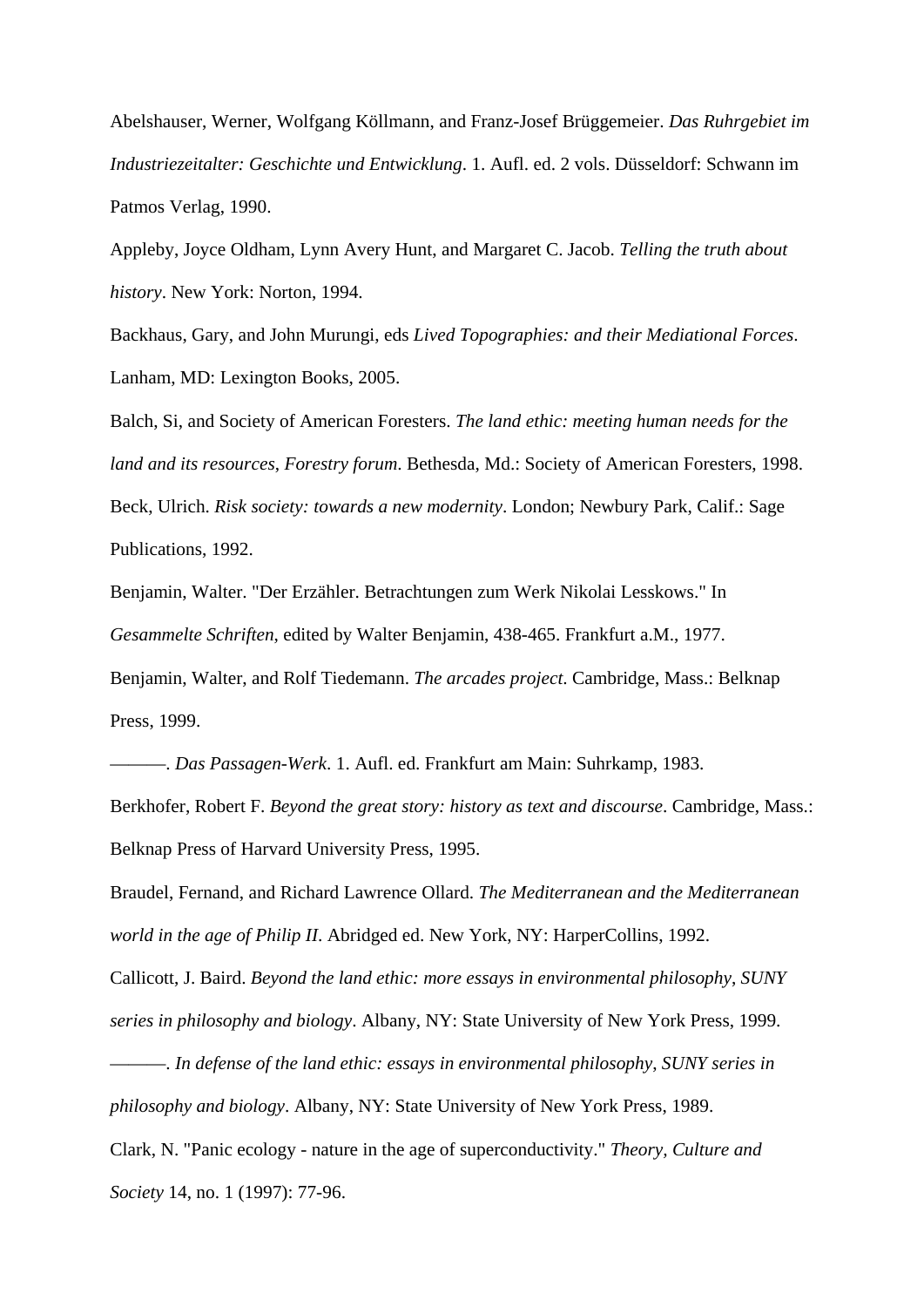Abelshauser, Werner, Wolfgang Köllmann, and Franz-Josef Brüggemeier. *Das Ruhrgebiet im Industriezeitalter: Geschichte und Entwicklung*. 1. Aufl. ed. 2 vols. Düsseldorf: Schwann im Patmos Verlag, 1990.

Appleby, Joyce Oldham, Lynn Avery Hunt, and Margaret C. Jacob. *Telling the truth about history*. New York: Norton, 1994.

Backhaus, Gary, and John Murungi, eds *Lived Topographies: and their Mediational Forces*. Lanham, MD: Lexington Books, 2005.

Balch, Si, and Society of American Foresters. *The land ethic: meeting human needs for the land and its resources*, *Forestry forum*. Bethesda, Md.: Society of American Foresters, 1998.

Beck, Ulrich. *Risk society: towards a new modernity*. London; Newbury Park, Calif.: Sage Publications, 1992.

Benjamin, Walter. "Der Erzähler. Betrachtungen zum Werk Nikolai Lesskows." In *Gesammelte Schriften*, edited by Walter Benjamin, 438-465. Frankfurt a.M., 1977.

Benjamin, Walter, and Rolf Tiedemann. *The arcades project*. Cambridge, Mass.: Belknap Press, 1999.

———. *Das Passagen-Werk*. 1. Aufl. ed. Frankfurt am Main: Suhrkamp, 1983.

Berkhofer, Robert F. *Beyond the great story: history as text and discourse*. Cambridge, Mass.: Belknap Press of Harvard University Press, 1995.

Braudel, Fernand, and Richard Lawrence Ollard. *The Mediterranean and the Mediterranean world in the age of Philip II*. Abridged ed. New York, NY: HarperCollins, 1992.

Callicott, J. Baird. *Beyond the land ethic: more essays in environmental philosophy*, *SUNY series in philosophy and biology*. Albany, NY: State University of New York Press, 1999.

———. *In defense of the land ethic: essays in environmental philosophy*, *SUNY series in philosophy and biology*. Albany, NY: State University of New York Press, 1989.

Clark, N. "Panic ecology - nature in the age of superconductivity." *Theory, Culture and Society* 14, no. 1 (1997): 77-96.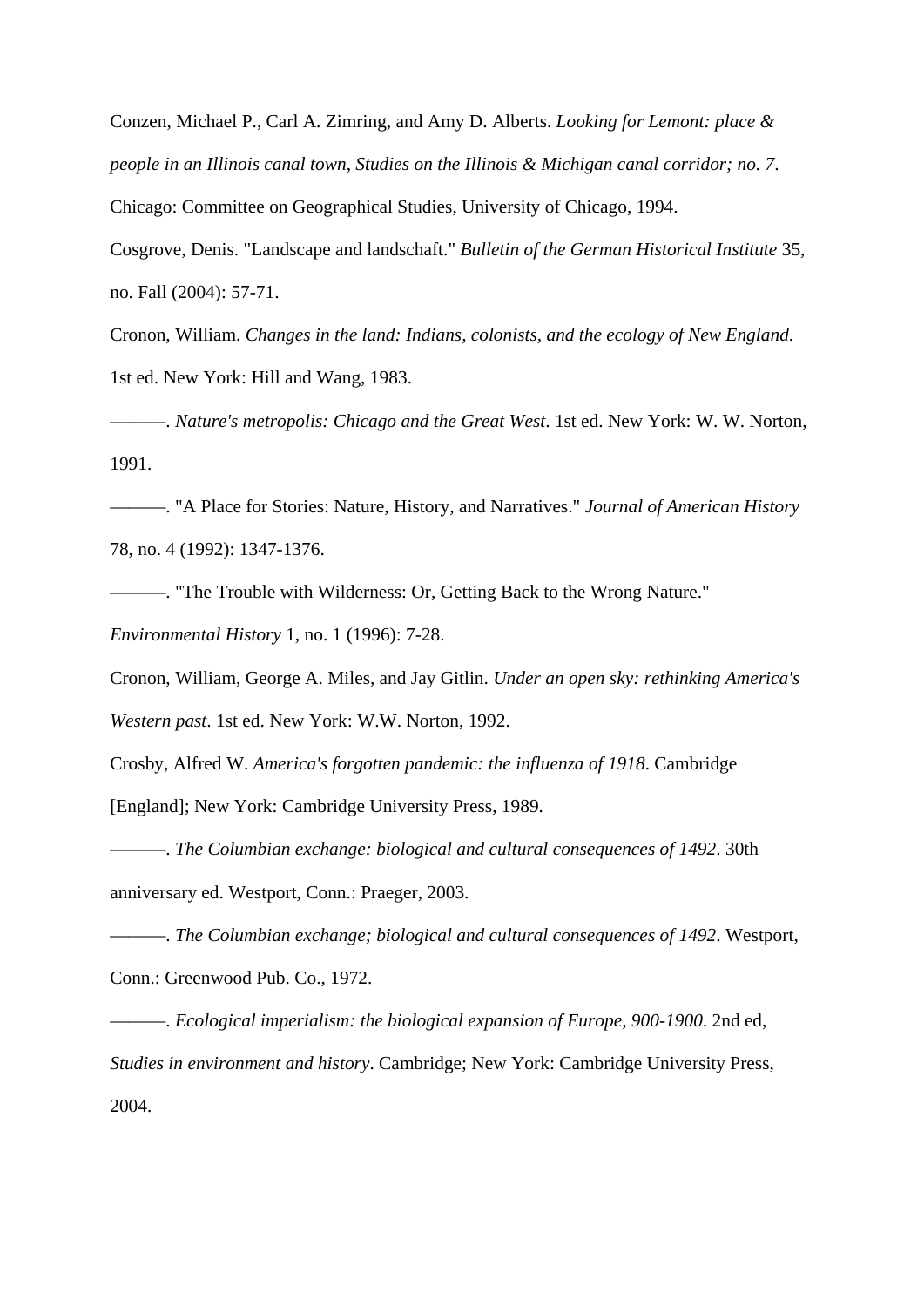Conzen, Michael P., Carl A. Zimring, and Amy D. Alberts. *Looking for Lemont: place & people in an Illinois canal town, Studies on the Illinois & Michigan canal corridor; no. 7*. Chicago: Committee on Geographical Studies, University of Chicago, 1994.

Cosgrove, Denis. "Landscape and landschaft." *Bulletin of the German Historical Institute* 35, no. Fall (2004): 57-71.

Cronon, William. *Changes in the land: Indians, colonists, and the ecology of New England*. 1st ed. New York: Hill and Wang, 1983.

———. *Nature's metropolis: Chicago and the Great West*. 1st ed. New York: W. W. Norton, 1991.

———. "A Place for Stories: Nature, History, and Narratives." *Journal of American History* 78, no. 4 (1992): 1347-1376.

———. "The Trouble with Wilderness: Or, Getting Back to the Wrong Nature." *Environmental History* 1, no. 1 (1996): 7-28.

Cronon, William, George A. Miles, and Jay Gitlin. *Under an open sky: rethinking America's Western past*. 1st ed. New York: W.W. Norton, 1992.

Crosby, Alfred W. *America's forgotten pandemic: the influenza of 1918*. Cambridge [England]; New York: Cambridge University Press, 1989.

———. *The Columbian exchange: biological and cultural consequences of 1492*. 30th anniversary ed. Westport, Conn.: Praeger, 2003.

———. *The Columbian exchange; biological and cultural consequences of 1492*. Westport, Conn.: Greenwood Pub. Co., 1972.

———. *Ecological imperialism: the biological expansion of Europe, 900-1900*. 2nd ed, *Studies in environment and history*. Cambridge; New York: Cambridge University Press, 2004.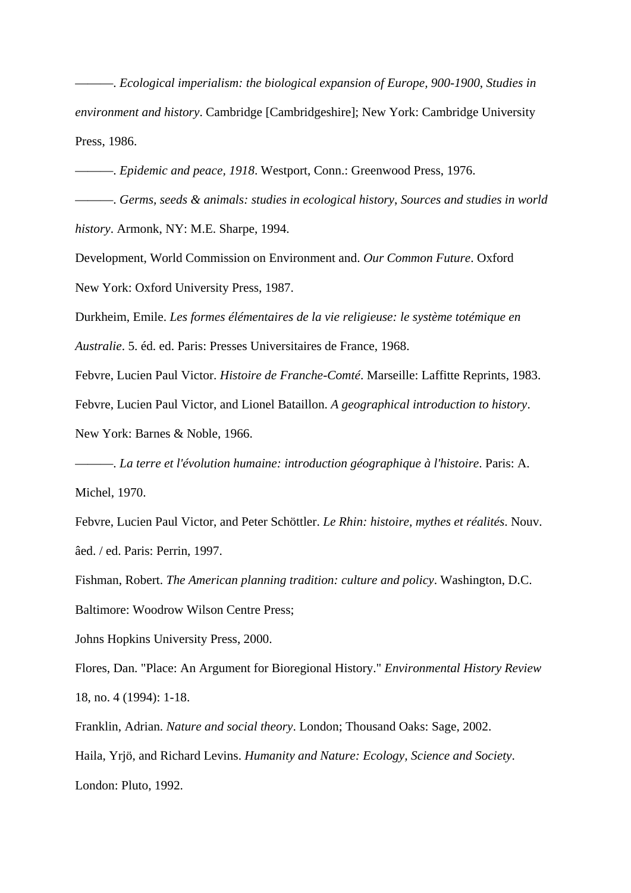———. *Ecological imperialism: the biological expansion of Europe, 900-1900*, *Studies in environment and history*. Cambridge [Cambridgeshire]; New York: Cambridge University Press, 1986.

———. *Epidemic and peace, 1918*. Westport, Conn.: Greenwood Press, 1976.

———. *Germs, seeds & animals: studies in ecological history*, *Sources and studies in world history*. Armonk, NY: M.E. Sharpe, 1994.

Development, World Commission on Environment and. *Our Common Future*. Oxford New York: Oxford University Press, 1987.

Durkheim, Emile. *Les formes élémentaires de la vie religieuse: le système totémique en Australie*. 5. éd. ed. Paris: Presses Universitaires de France, 1968.

Febvre, Lucien Paul Victor. *Histoire de Franche-Comté*. Marseille: Laffitte Reprints, 1983.

Febvre, Lucien Paul Victor, and Lionel Bataillon. *A geographical introduction to history*. New York: Barnes & Noble, 1966.

———. *La terre et l'évolution humaine: introduction géographique à l'histoire*. Paris: A. Michel, 1970.

Febvre, Lucien Paul Victor, and Peter Schöttler. *Le Rhin: histoire, mythes et réalités*. Nouv. âed. / ed. Paris: Perrin, 1997.

Fishman, Robert. *The American planning tradition: culture and policy*. Washington, D.C. Baltimore: Woodrow Wilson Centre Press;

Johns Hopkins University Press, 2000.

Flores, Dan. "Place: An Argument for Bioregional History." *Environmental History Review* 18, no. 4 (1994): 1-18.

Franklin, Adrian. *Nature and social theory*. London; Thousand Oaks: Sage, 2002.

Haila, Yrjö, and Richard Levins. *Humanity and Nature: Ecology, Science and Society*. London: Pluto, 1992.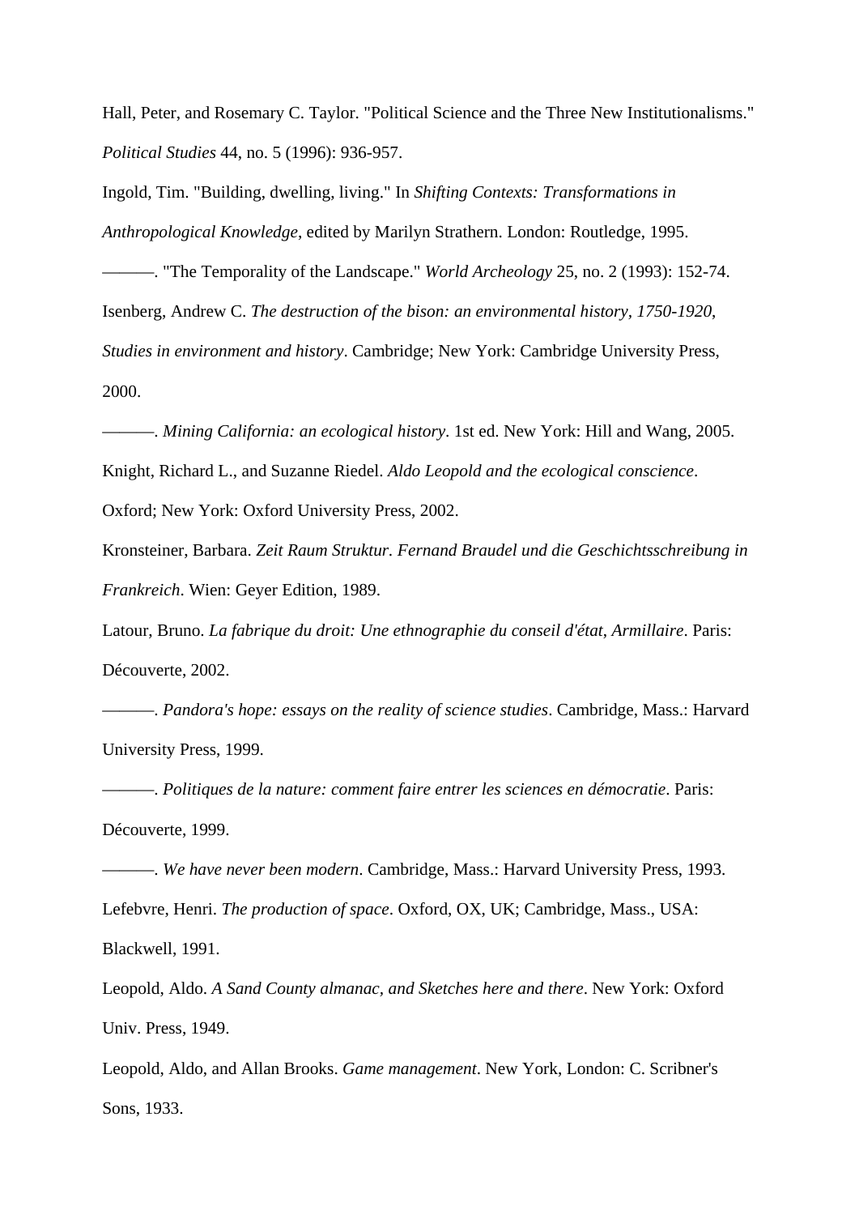Hall, Peter, and Rosemary C. Taylor. "Political Science and the Three New Institutionalisms." *Political Studies* 44, no. 5 (1996): 936-957.

Ingold, Tim. "Building, dwelling, living." In *Shifting Contexts: Transformations in Anthropological Knowledge*, edited by Marilyn Strathern. London: Routledge, 1995.

———. "The Temporality of the Landscape." *World Archeology* 25, no. 2 (1993): 152-74.

Isenberg, Andrew C. *The destruction of the bison: an environmental history, 1750-1920*, *Studies in environment and history*. Cambridge; New York: Cambridge University Press, 2000.

———. *Mining California: an ecological history*. 1st ed. New York: Hill and Wang, 2005.

Knight, Richard L., and Suzanne Riedel. *Aldo Leopold and the ecological conscience*. Oxford; New York: Oxford University Press, 2002.

Kronsteiner, Barbara. *Zeit Raum Struktur. Fernand Braudel und die Geschichtsschreibung in Frankreich*. Wien: Geyer Edition, 1989.

Latour, Bruno. *La fabrique du droit: Une ethnographie du conseil d'état*, *Armillaire*. Paris: Découverte, 2002.

———. *Pandora's hope: essays on the reality of science studies*. Cambridge, Mass.: Harvard University Press, 1999.

———. *Politiques de la nature: comment faire entrer les sciences en démocratie*. Paris: Découverte, 1999.

———. *We have never been modern*. Cambridge, Mass.: Harvard University Press, 1993.

Lefebvre, Henri. *The production of space*. Oxford, OX, UK; Cambridge, Mass., USA: Blackwell, 1991.

Leopold, Aldo. *A Sand County almanac, and Sketches here and there*. New York: Oxford Univ. Press, 1949.

Leopold, Aldo, and Allan Brooks. *Game management*. New York, London: C. Scribner's Sons, 1933.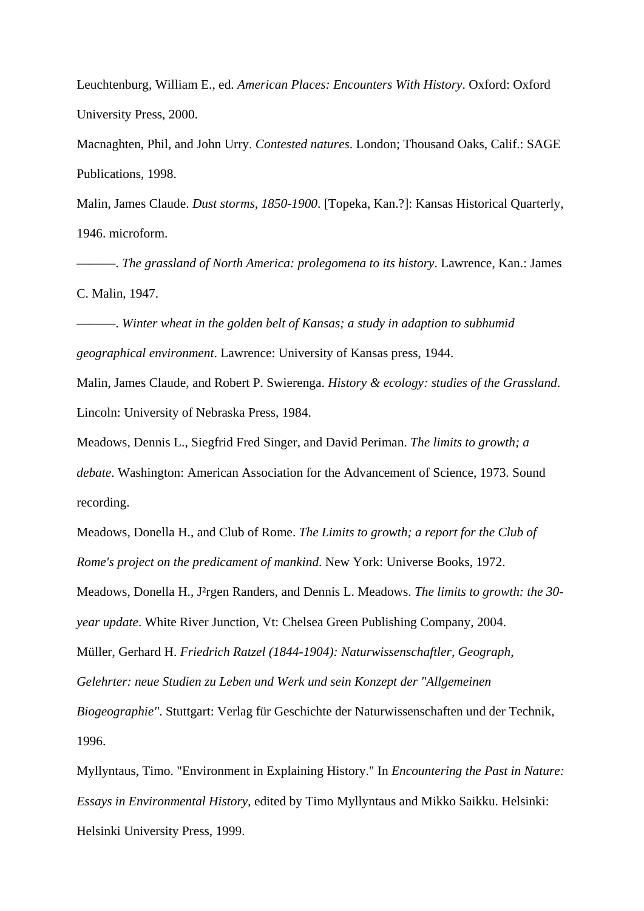Leuchtenburg, William E., ed. *American Places: Encounters With History*. Oxford: Oxford University Press, 2000.

Macnaghten, Phil, and John Urry. *Contested natures*. London; Thousand Oaks, Calif.: SAGE Publications, 1998.

Malin, James Claude. *Dust storms, 1850-1900*. [Topeka, Kan.?]: Kansas Historical Quarterly, 1946. microform.

———. *The grassland of North America: prolegomena to its history*. Lawrence, Kan.: James C. Malin, 1947.

———. *Winter wheat in the golden belt of Kansas; a study in adaption to subhumid geographical environment*. Lawrence: University of Kansas press, 1944.

Malin, James Claude, and Robert P. Swierenga. *History & ecology: studies of the Grassland*. Lincoln: University of Nebraska Press, 1984.

Meadows, Dennis L., Siegfrid Fred Singer, and David Periman. *The limits to growth; a debate*. Washington: American Association for the Advancement of Science, 1973. Sound recording.

Meadows, Donella H., and Club of Rome. *The Limits to growth; a report for the Club of Rome's project on the predicament of mankind*. New York: Universe Books, 1972.

Meadows, Donella H., J²rgen Randers, and Dennis L. Meadows. *The limits to growth: the 30-year update*. White River Junction, Vt: Chelsea Green Publishing Company, 2004.

Müller, Gerhard H. *Friedrich Ratzel (1844-1904): Naturwissenschaftler, Geograph, Gelehrter: neue Studien zu Leben und Werk und sein Konzept der "Allgemeinen Biogeographie"*. Stuttgart: Verlag für Geschichte der Naturwissenschaften und der Technik, 1996.

Myllyntaus, Timo. "Environment in Explaining History." In *Encountering the Past in Nature: Essays in Environmental History*, edited by Timo Myllyntaus and Mikko Saikku. Helsinki: Helsinki University Press, 1999.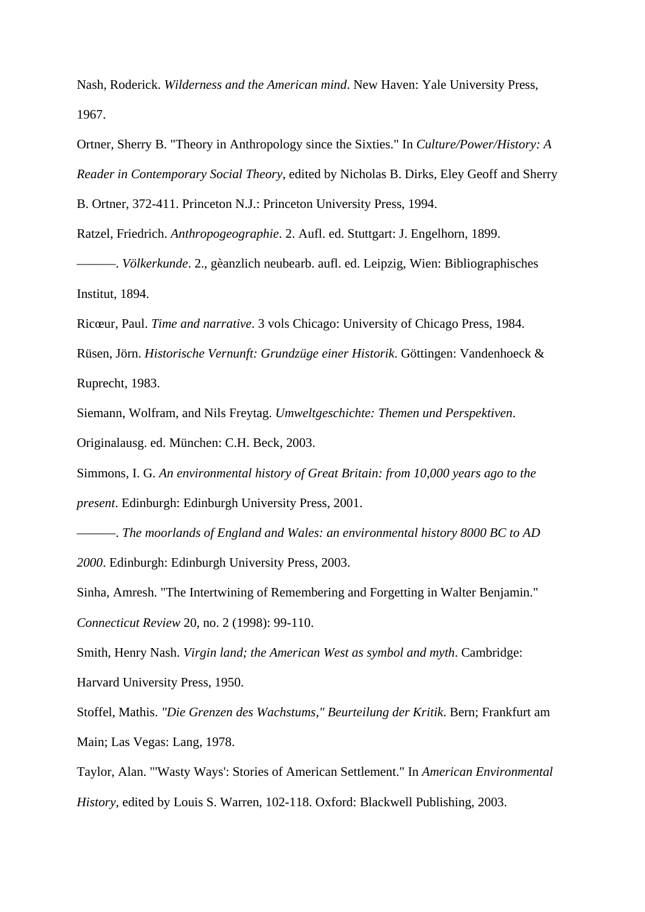Nash, Roderick. *Wilderness and the American mind*. New Haven: Yale University Press, 1967.

Ortner, Sherry B. "Theory in Anthropology since the Sixties." In *Culture/Power/History: A Reader in Contemporary Social Theory*, edited by Nicholas B. Dirks, Eley Geoff and Sherry B. Ortner, 372-411. Princeton N.J.: Princeton University Press, 1994.

Ratzel, Friedrich. *Anthropogeographie*. 2. Aufl. ed. Stuttgart: J. Engelhorn, 1899.

———. *Völkerkunde*. 2., gèanzlich neubearb. aufl. ed. Leipzig, Wien: Bibliographisches Institut, 1894.

Ricœur, Paul. *Time and narrative*. 3 vols Chicago: University of Chicago Press, 1984.

Rüsen, Jörn. *Historische Vernunft: Grundzüge einer Historik*. Göttingen: Vandenhoeck & Ruprecht, 1983.

Siemann, Wolfram, and Nils Freytag. *Umweltgeschichte: Themen und Perspektiven*. Originalausg. ed. München: C.H. Beck, 2003.

Simmons, I. G. *An environmental history of Great Britain: from 10,000 years ago to the present*. Edinburgh: Edinburgh University Press, 2001.

———. *The moorlands of England and Wales: an environmental history 8000 BC to AD 2000*. Edinburgh: Edinburgh University Press, 2003.

Sinha, Amresh. "The Intertwining of Remembering and Forgetting in Walter Benjamin." *Connecticut Review* 20, no. 2 (1998): 99-110.

Smith, Henry Nash. *Virgin land; the American West as symbol and myth*. Cambridge: Harvard University Press, 1950.

Stoffel, Mathis. *"Die Grenzen des Wachstums," Beurteilung der Kritik*. Bern; Frankfurt am Main; Las Vegas: Lang, 1978.

Taylor, Alan. "'Wasty Ways': Stories of American Settlement." In *American Environmental History*, edited by Louis S. Warren, 102-118. Oxford: Blackwell Publishing, 2003.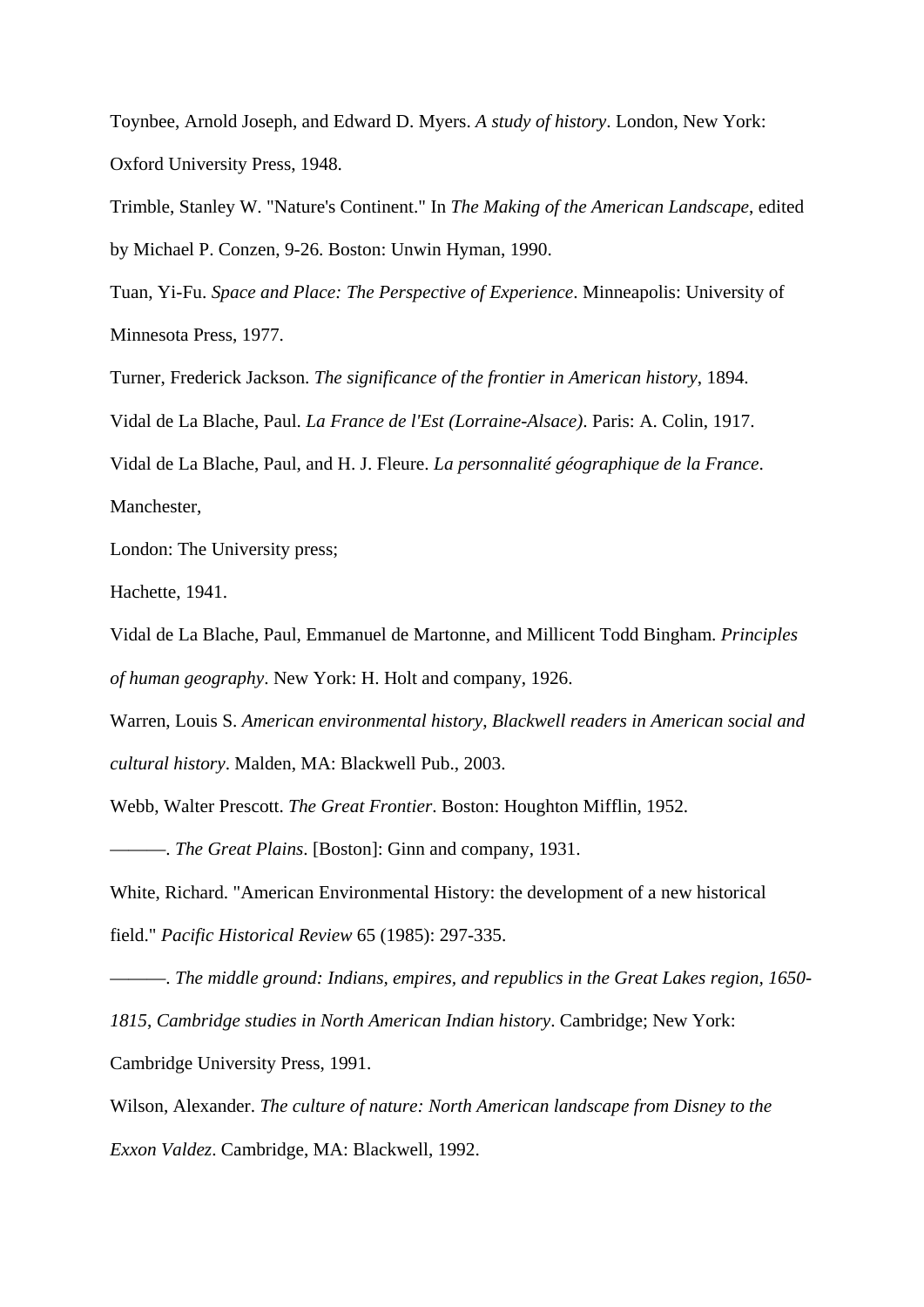Toynbee, Arnold Joseph, and Edward D. Myers. *A study of history*. London, New York: Oxford University Press, 1948.

Trimble, Stanley W. "Nature's Continent." In *The Making of the American Landscape*, edited by Michael P. Conzen, 9-26. Boston: Unwin Hyman, 1990.

Tuan, Yi-Fu. *Space and Place: The Perspective of Experience*. Minneapolis: University of Minnesota Press, 1977.

Turner, Frederick Jackson. *The significance of the frontier in American history*, 1894.

Vidal de La Blache, Paul. *La France de l'Est (Lorraine-Alsace)*. Paris: A. Colin, 1917.

Vidal de La Blache, Paul, and H. J. Fleure. *La personnalité géographique de la France*. Manchester,

London: The University press;

Hachette, 1941.

Vidal de La Blache, Paul, Emmanuel de Martonne, and Millicent Todd Bingham. *Principles of human geography*. New York: H. Holt and company, 1926.

Warren, Louis S. *American environmental history*, *Blackwell readers in American social and cultural history*. Malden, MA: Blackwell Pub., 2003.

Webb, Walter Prescott. *The Great Frontier*. Boston: Houghton Mifflin, 1952.

———. *The Great Plains*. [Boston]: Ginn and company, 1931.

White, Richard. "American Environmental History: the development of a new historical field." *Pacific Historical Review* 65 (1985): 297-335.

———. *The middle ground: Indians, empires, and republics in the Great Lakes region, 1650-1815*, *Cambridge studies in North American Indian history*. Cambridge; New York: Cambridge University Press, 1991.

Wilson, Alexander. *The culture of nature: North American landscape from Disney to the Exxon Valdez*. Cambridge, MA: Blackwell, 1992.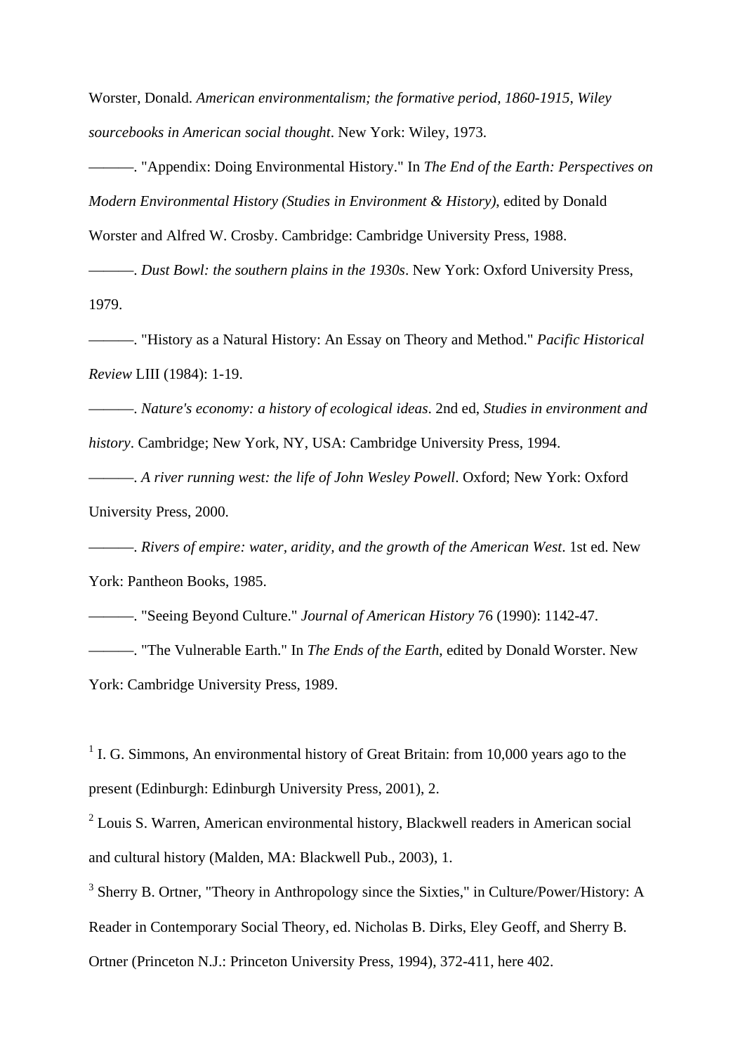Worster, Donald. *American environmentalism; the formative period, 1860-1915*, *Wiley sourcebooks in American social thought*. New York: Wiley, 1973.

———. "Appendix: Doing Environmental History." In *The End of the Earth: Perspectives on Modern Environmental History (Studies in Environment & History)*, edited by Donald Worster and Alfred W. Crosby. Cambridge: Cambridge University Press, 1988.

———. *Dust Bowl: the southern plains in the 1930s*. New York: Oxford University Press, 1979.

———. "History as a Natural History: An Essay on Theory and Method." *Pacific Historical Review* LIII (1984): 1-19.

———. *Nature's economy: a history of ecological ideas*. 2nd ed, *Studies in environment and history*. Cambridge; New York, NY, USA: Cambridge University Press, 1994.

———. *A river running west: the life of John Wesley Powell*. Oxford; New York: Oxford University Press, 2000.

———. *Rivers of empire: water, aridity, and the growth of the American West*. 1st ed. New York: Pantheon Books, 1985.

———. "Seeing Beyond Culture." *Journal of American History* 76 (1990): 1142-47.

———. "The Vulnerable Earth." In *The Ends of the Earth*, edited by Donald Worster. New York: Cambridge University Press, 1989.

[1] I. G. Simmons, An environmental history of Great Britain: from 10,000 years ago to the present (Edinburgh: Edinburgh University Press, 2001), 2.

[2] Louis S. Warren, American environmental history, Blackwell readers in American social and cultural history (Malden, MA: Blackwell Pub., 2003), 1.

[3] Sherry B. Ortner, "Theory in Anthropology since the Sixties," in Culture/Power/History: A Reader in Contemporary Social Theory, ed. Nicholas B. Dirks, Eley Geoff, and Sherry B. Ortner (Princeton N.J.: Princeton University Press, 1994), 372-411, here 402.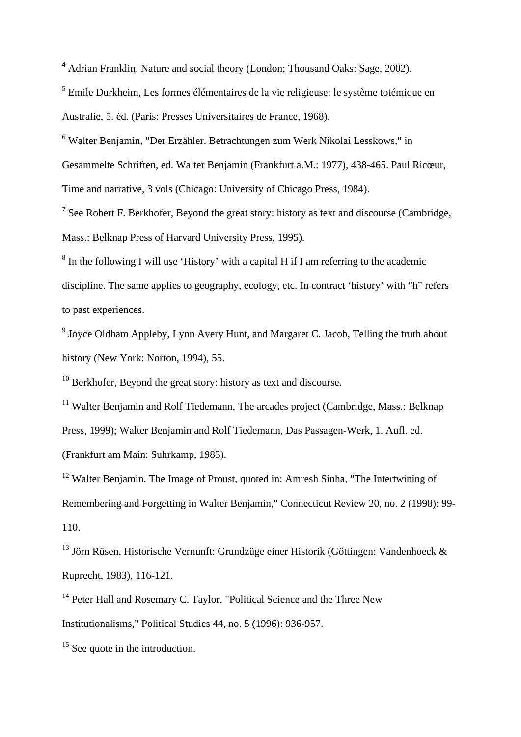[4] Adrian Franklin, Nature and social theory (London; Thousand Oaks: Sage, 2002).

[5] Emile Durkheim, Les formes élémentaires de la vie religieuse: le système totémique en Australie, 5. éd. (Paris: Presses Universitaires de France, 1968).

[6] Walter Benjamin, "Der Erzähler. Betrachtungen zum Werk Nikolai Lesskows," in Gesammelte Schriften, ed. Walter Benjamin (Frankfurt a.M.: 1977), 438-465. Paul Ricœur, Time and narrative, 3 vols (Chicago: University of Chicago Press, 1984).

[7] See Robert F. Berkhofer, Beyond the great story: history as text and discourse (Cambridge, Mass.: Belknap Press of Harvard University Press, 1995).

[8] In the following I will use 'History' with a capital H if I am referring to the academic discipline. The same applies to geography, ecology, etc. In contract 'history' with "h" refers to past experiences.

[9] Joyce Oldham Appleby, Lynn Avery Hunt, and Margaret C. Jacob, Telling the truth about history (New York: Norton, 1994), 55.

[10] Berkhofer, Beyond the great story: history as text and discourse.

[11] Walter Benjamin and Rolf Tiedemann, The arcades project (Cambridge, Mass.: Belknap Press, 1999); Walter Benjamin and Rolf Tiedemann, Das Passagen-Werk, 1. Aufl. ed. (Frankfurt am Main: Suhrkamp, 1983).

[12] Walter Benjamin, The Image of Proust, quoted in: Amresh Sinha, "The Intertwining of Remembering and Forgetting in Walter Benjamin," Connecticut Review 20, no. 2 (1998): 99-110.

[13] Jörn Rüsen, Historische Vernunft: Grundzüge einer Historik (Göttingen: Vandenhoeck & Ruprecht, 1983), 116-121.

[14] Peter Hall and Rosemary C. Taylor, "Political Science and the Three New Institutionalisms," Political Studies 44, no. 5 (1996): 936-957.

[15] See quote in the introduction.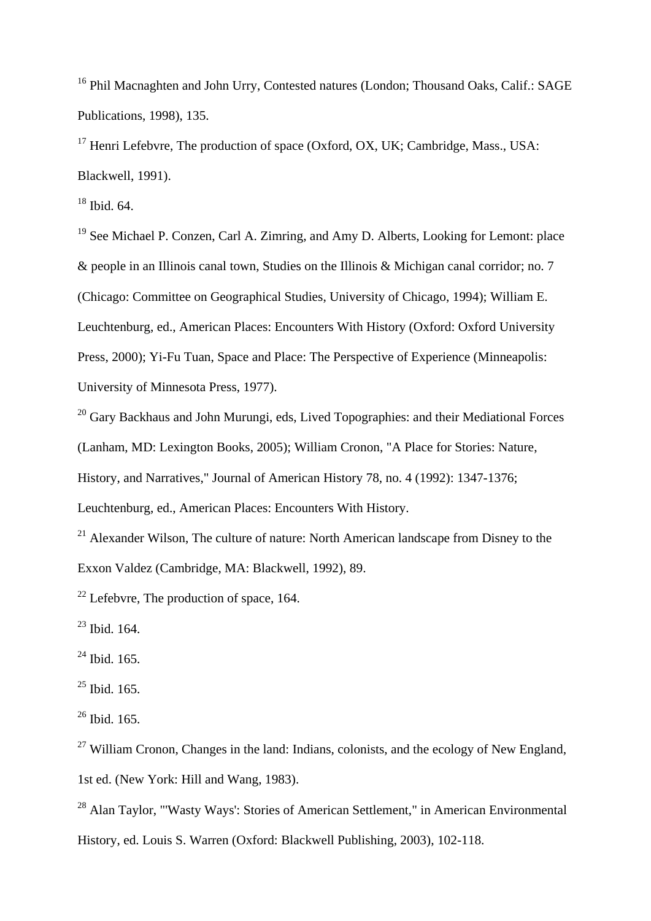[16] Phil Macnaghten and John Urry, Contested natures (London; Thousand Oaks, Calif.: SAGE Publications, 1998), 135.

[17] Henri Lefebvre, The production of space (Oxford, OX, UK; Cambridge, Mass., USA: Blackwell, 1991).

[18] Ibid. 64.

[19] See Michael P. Conzen, Carl A. Zimring, and Amy D. Alberts, Looking for Lemont: place & people in an Illinois canal town, Studies on the Illinois & Michigan canal corridor; no. 7 (Chicago: Committee on Geographical Studies, University of Chicago, 1994); William E. Leuchtenburg, ed., American Places: Encounters With History (Oxford: Oxford University Press, 2000); Yi-Fu Tuan, Space and Place: The Perspective of Experience (Minneapolis: University of Minnesota Press, 1977).

[20] Gary Backhaus and John Murungi, eds, Lived Topographies: and their Mediational Forces (Lanham, MD: Lexington Books, 2005); William Cronon, "A Place for Stories: Nature, History, and Narratives," Journal of American History 78, no. 4 (1992): 1347-1376; Leuchtenburg, ed., American Places: Encounters With History.

[21] Alexander Wilson, The culture of nature: North American landscape from Disney to the Exxon Valdez (Cambridge, MA: Blackwell, 1992), 89.

[22] Lefebvre, The production of space, 164.

[23] Ibid. 164.

[24] Ibid. 165.

[25] Ibid. 165.

[26] Ibid. 165.

[27] William Cronon, Changes in the land: Indians, colonists, and the ecology of New England, 1st ed. (New York: Hill and Wang, 1983).

[28] Alan Taylor, "'Wasty Ways': Stories of American Settlement," in American Environmental History, ed. Louis S. Warren (Oxford: Blackwell Publishing, 2003), 102-118.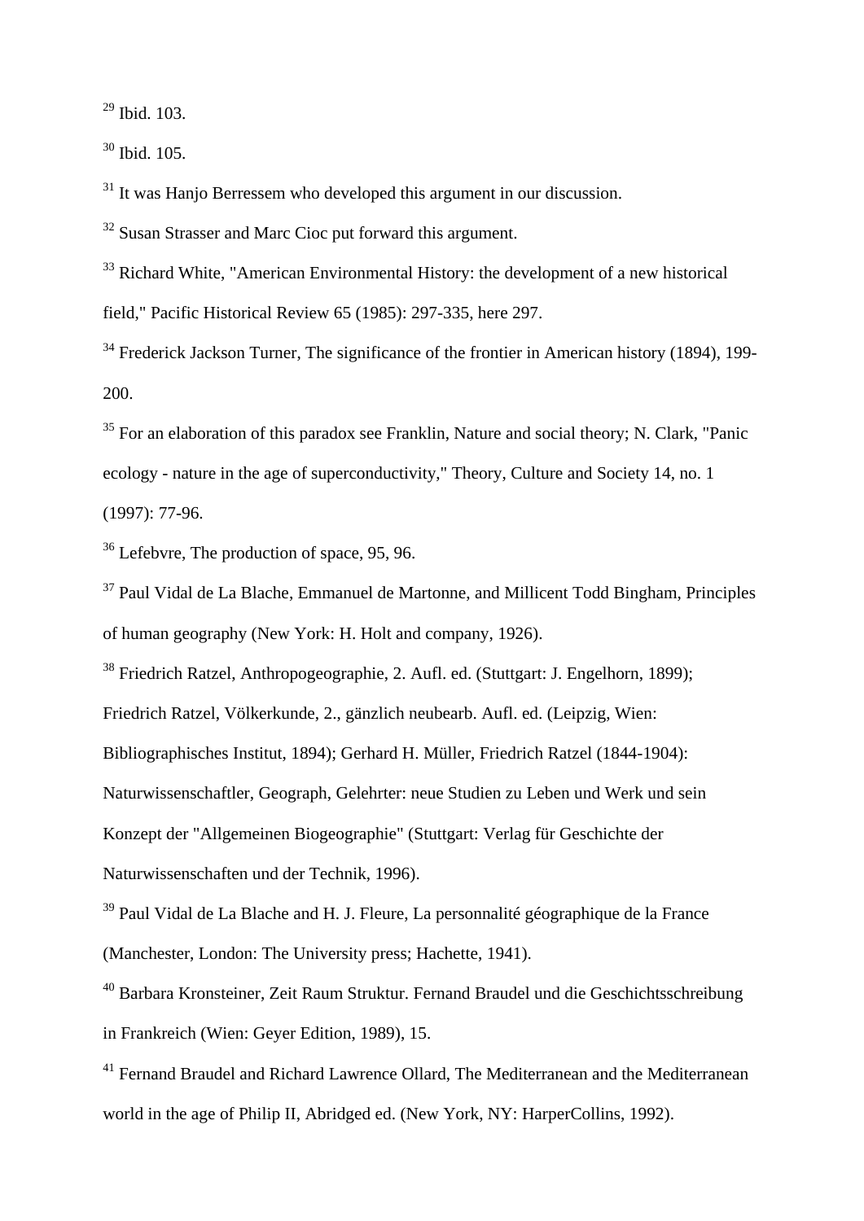[29] Ibid. 103.

[30] Ibid. 105.

[31] It was Hanjo Berressem who developed this argument in our discussion.

[32] Susan Strasser and Marc Cioc put forward this argument.

[33] Richard White, "American Environmental History: the development of a new historical field," Pacific Historical Review 65 (1985): 297-335, here 297.

[34] Frederick Jackson Turner, The significance of the frontier in American history (1894), 199-200.

[35] For an elaboration of this paradox see Franklin, Nature and social theory; N. Clark, "Panic ecology - nature in the age of superconductivity," Theory, Culture and Society 14, no. 1 (1997): 77-96.

[36] Lefebvre, The production of space, 95, 96.

[37] Paul Vidal de La Blache, Emmanuel de Martonne, and Millicent Todd Bingham, Principles of human geography (New York: H. Holt and company, 1926).

[38] Friedrich Ratzel, Anthropogeographie, 2. Aufl. ed. (Stuttgart: J. Engelhorn, 1899); Friedrich Ratzel, Völkerkunde, 2., gänzlich neubearb. Aufl. ed. (Leipzig, Wien: Bibliographisches Institut, 1894); Gerhard H. Müller, Friedrich Ratzel (1844-1904): Naturwissenschaftler, Geograph, Gelehrter: neue Studien zu Leben und Werk und sein Konzept der "Allgemeinen Biogeographie" (Stuttgart: Verlag für Geschichte der Naturwissenschaften und der Technik, 1996).

[39] Paul Vidal de La Blache and H. J. Fleure, La personnalité géographique de la France (Manchester, London: The University press; Hachette, 1941).

[40] Barbara Kronsteiner, Zeit Raum Struktur. Fernand Braudel und die Geschichtsschreibung in Frankreich (Wien: Geyer Edition, 1989), 15.

[41] Fernand Braudel and Richard Lawrence Ollard, The Mediterranean and the Mediterranean world in the age of Philip II, Abridged ed. (New York, NY: HarperCollins, 1992).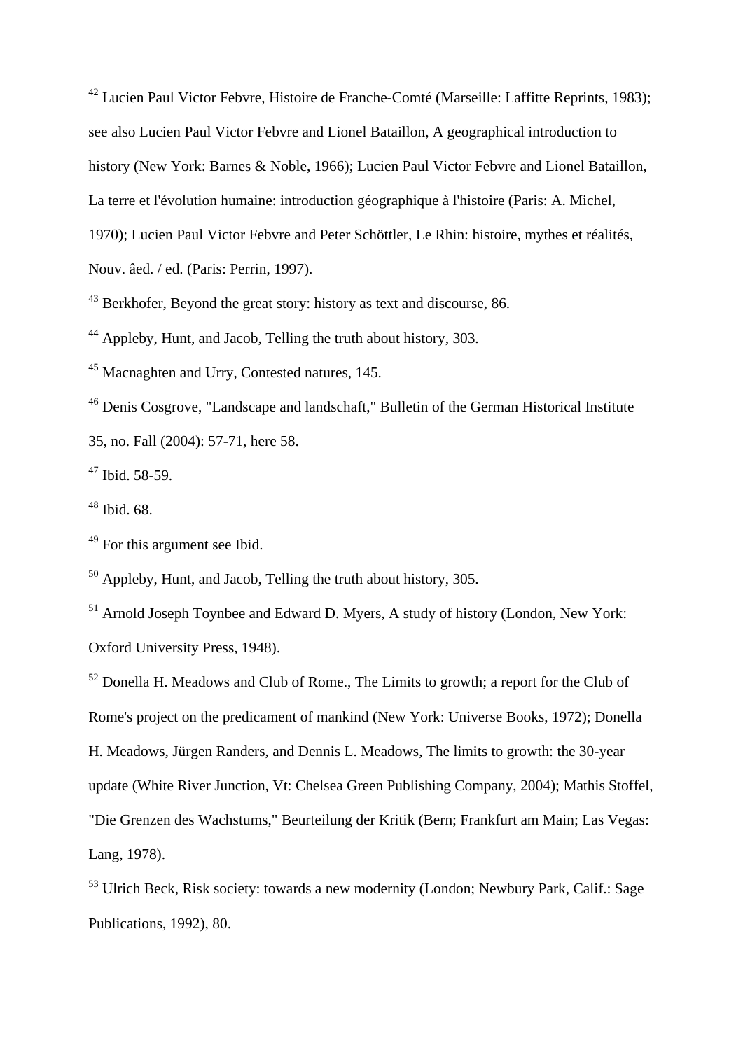[42] Lucien Paul Victor Febvre, Histoire de Franche-Comté (Marseille: Laffitte Reprints, 1983); see also Lucien Paul Victor Febvre and Lionel Bataillon, A geographical introduction to history (New York: Barnes & Noble, 1966); Lucien Paul Victor Febvre and Lionel Bataillon, La terre et l'évolution humaine: introduction géographique à l'histoire (Paris: A. Michel, 1970); Lucien Paul Victor Febvre and Peter Schöttler, Le Rhin: histoire, mythes et réalités, Nouv. âed. / ed. (Paris: Perrin, 1997).

[43] Berkhofer, Beyond the great story: history as text and discourse, 86.

[44] Appleby, Hunt, and Jacob, Telling the truth about history, 303.

[45] Macnaghten and Urry, Contested natures, 145.

[46] Denis Cosgrove, "Landscape and landschaft," Bulletin of the German Historical Institute 35, no. Fall (2004): 57-71, here 58.

[47] Ibid. 58-59.

[48] Ibid. 68.

[49] For this argument see Ibid.

[50] Appleby, Hunt, and Jacob, Telling the truth about history, 305.

[51] Arnold Joseph Toynbee and Edward D. Myers, A study of history (London, New York: Oxford University Press, 1948).

[52] Donella H. Meadows and Club of Rome., The Limits to growth; a report for the Club of Rome's project on the predicament of mankind (New York: Universe Books, 1972); Donella H. Meadows, Jürgen Randers, and Dennis L. Meadows, The limits to growth: the 30-year update (White River Junction, Vt: Chelsea Green Publishing Company, 2004); Mathis Stoffel, "Die Grenzen des Wachstums," Beurteilung der Kritik (Bern; Frankfurt am Main; Las Vegas: Lang, 1978).

[53] Ulrich Beck, Risk society: towards a new modernity (London; Newbury Park, Calif.: Sage Publications, 1992), 80.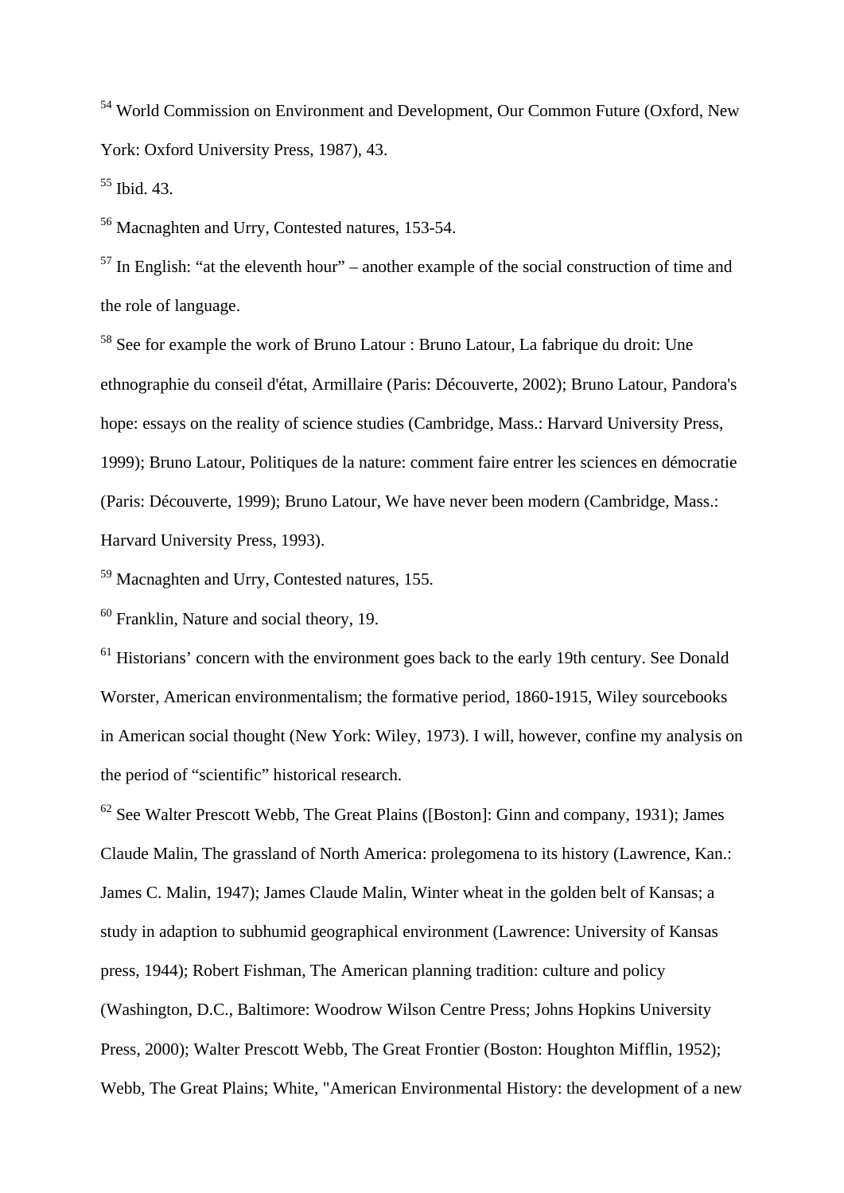[54] World Commission on Environment and Development, Our Common Future (Oxford, New York: Oxford University Press, 1987), 43.

[55] Ibid. 43.

[56] Macnaghten and Urry, Contested natures, 153-54.

[57] In English: “at the eleventh hour” – another example of the social construction of time and the role of language.

[58] See for example the work of Bruno Latour : Bruno Latour, La fabrique du droit: Une ethnographie du conseil d'état, Armillaire (Paris: Découverte, 2002); Bruno Latour, Pandora's hope: essays on the reality of science studies (Cambridge, Mass.: Harvard University Press, 1999); Bruno Latour, Politiques de la nature: comment faire entrer les sciences en démocratie (Paris: Découverte, 1999); Bruno Latour, We have never been modern (Cambridge, Mass.: Harvard University Press, 1993).

[59] Macnaghten and Urry, Contested natures, 155.

[60] Franklin, Nature and social theory, 19.

[61] Historians’ concern with the environment goes back to the early 19th century. See Donald Worster, American environmentalism; the formative period, 1860-1915, Wiley sourcebooks in American social thought (New York: Wiley, 1973). I will, however, confine my analysis on the period of “scientific” historical research.

[62] See Walter Prescott Webb, The Great Plains ([Boston]: Ginn and company, 1931); James Claude Malin, The grassland of North America: prolegomena to its history (Lawrence, Kan.: James C. Malin, 1947); James Claude Malin, Winter wheat in the golden belt of Kansas; a study in adaption to subhumid geographical environment (Lawrence: University of Kansas press, 1944); Robert Fishman, The American planning tradition: culture and policy (Washington, D.C., Baltimore: Woodrow Wilson Centre Press; Johns Hopkins University Press, 2000); Walter Prescott Webb, The Great Frontier (Boston: Houghton Mifflin, 1952); Webb, The Great Plains; White, "American Environmental History: the development of a new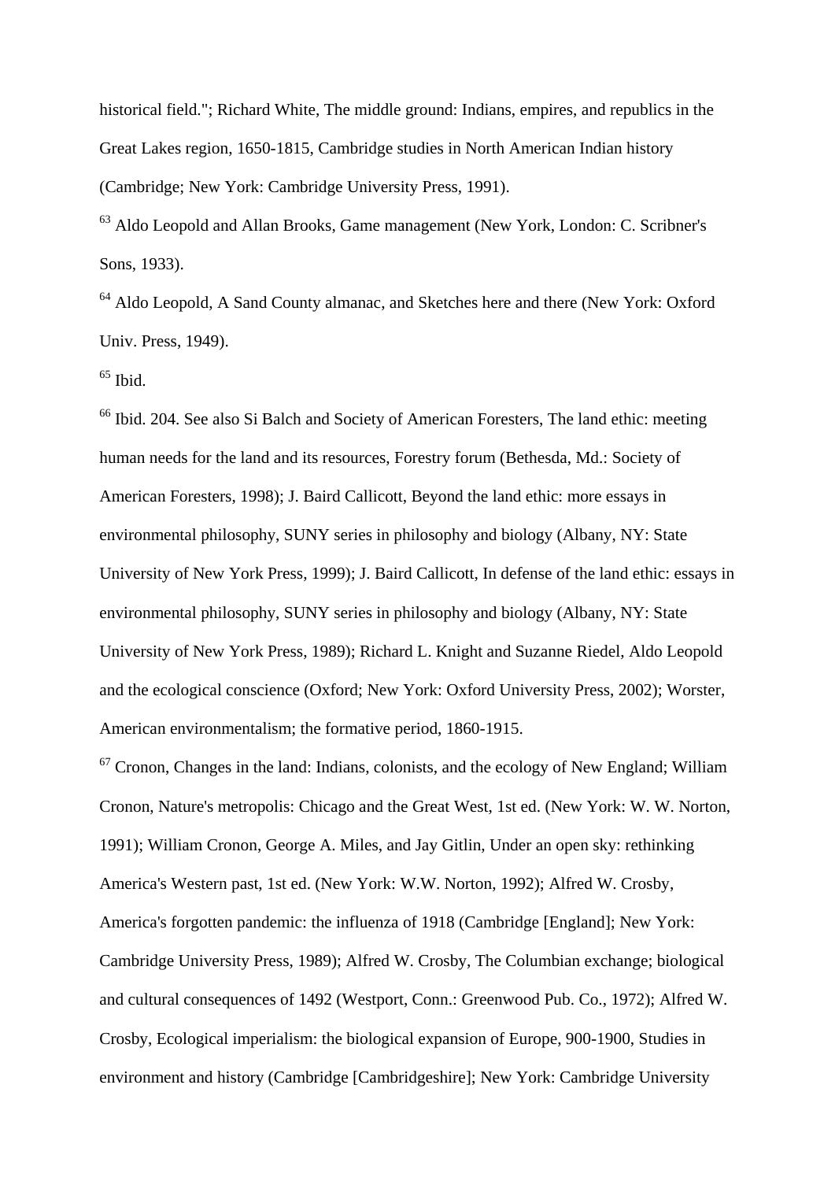historical field."; Richard White, The middle ground: Indians, empires, and republics in the Great Lakes region, 1650-1815, Cambridge studies in North American Indian history (Cambridge; New York: Cambridge University Press, 1991).

[63] Aldo Leopold and Allan Brooks, Game management (New York, London: C. Scribner's Sons, 1933).

[64] Aldo Leopold, A Sand County almanac, and Sketches here and there (New York: Oxford Univ. Press, 1949).

[65] Ibid.

[66] Ibid. 204. See also Si Balch and Society of American Foresters, The land ethic: meeting human needs for the land and its resources, Forestry forum (Bethesda, Md.: Society of American Foresters, 1998); J. Baird Callicott, Beyond the land ethic: more essays in environmental philosophy, SUNY series in philosophy and biology (Albany, NY: State University of New York Press, 1999); J. Baird Callicott, In defense of the land ethic: essays in environmental philosophy, SUNY series in philosophy and biology (Albany, NY: State University of New York Press, 1989); Richard L. Knight and Suzanne Riedel, Aldo Leopold and the ecological conscience (Oxford; New York: Oxford University Press, 2002); Worster, American environmentalism; the formative period, 1860-1915.

[67] Cronon, Changes in the land: Indians, colonists, and the ecology of New England; William Cronon, Nature's metropolis: Chicago and the Great West, 1st ed. (New York: W. W. Norton, 1991); William Cronon, George A. Miles, and Jay Gitlin, Under an open sky: rethinking America's Western past, 1st ed. (New York: W.W. Norton, 1992); Alfred W. Crosby, America's forgotten pandemic: the influenza of 1918 (Cambridge [England]; New York: Cambridge University Press, 1989); Alfred W. Crosby, The Columbian exchange; biological and cultural consequences of 1492 (Westport, Conn.: Greenwood Pub. Co., 1972); Alfred W. Crosby, Ecological imperialism: the biological expansion of Europe, 900-1900, Studies in environment and history (Cambridge [Cambridgeshire]; New York: Cambridge University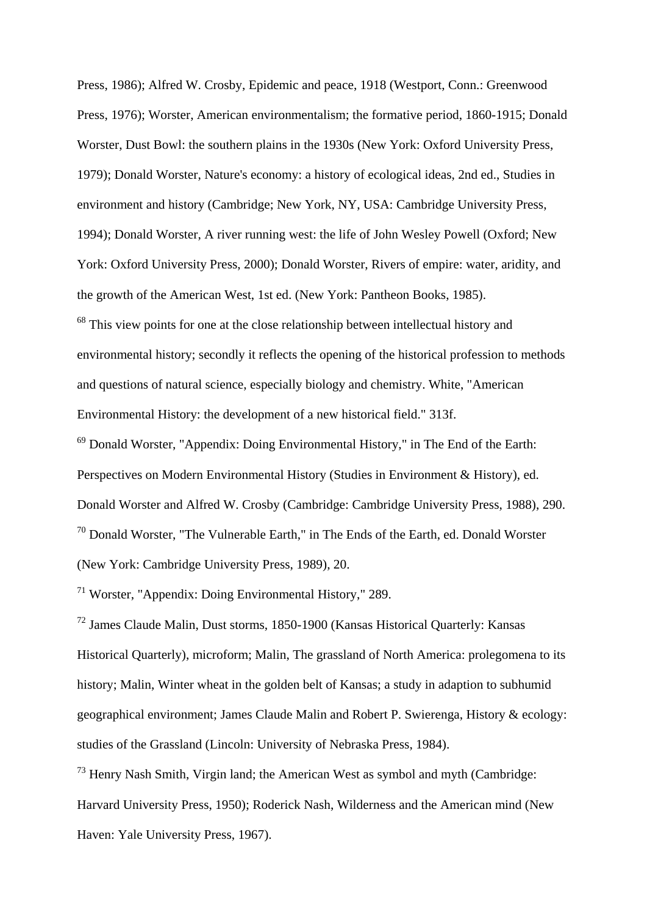Press, 1986); Alfred W. Crosby, Epidemic and peace, 1918 (Westport, Conn.: Greenwood Press, 1976); Worster, American environmentalism; the formative period, 1860-1915; Donald Worster, Dust Bowl: the southern plains in the 1930s (New York: Oxford University Press, 1979); Donald Worster, Nature's economy: a history of ecological ideas, 2nd ed., Studies in environment and history (Cambridge; New York, NY, USA: Cambridge University Press, 1994); Donald Worster, A river running west: the life of John Wesley Powell (Oxford; New York: Oxford University Press, 2000); Donald Worster, Rivers of empire: water, aridity, and the growth of the American West, 1st ed. (New York: Pantheon Books, 1985).

[68] This view points for one at the close relationship between intellectual history and environmental history; secondly it reflects the opening of the historical profession to methods and questions of natural science, especially biology and chemistry. White, "American Environmental History: the development of a new historical field." 313f.

[69] Donald Worster, "Appendix: Doing Environmental History," in The End of the Earth: Perspectives on Modern Environmental History (Studies in Environment & History), ed. Donald Worster and Alfred W. Crosby (Cambridge: Cambridge University Press, 1988), 290.

[70] Donald Worster, "The Vulnerable Earth," in The Ends of the Earth, ed. Donald Worster (New York: Cambridge University Press, 1989), 20.

[71] Worster, "Appendix: Doing Environmental History," 289.

[72] James Claude Malin, Dust storms, 1850-1900 (Kansas Historical Quarterly: Kansas Historical Quarterly), microform; Malin, The grassland of North America: prolegomena to its history; Malin, Winter wheat in the golden belt of Kansas; a study in adaption to subhumid geographical environment; James Claude Malin and Robert P. Swierenga, History & ecology: studies of the Grassland (Lincoln: University of Nebraska Press, 1984).

[73] Henry Nash Smith, Virgin land; the American West as symbol and myth (Cambridge: Harvard University Press, 1950); Roderick Nash, Wilderness and the American mind (New Haven: Yale University Press, 1967).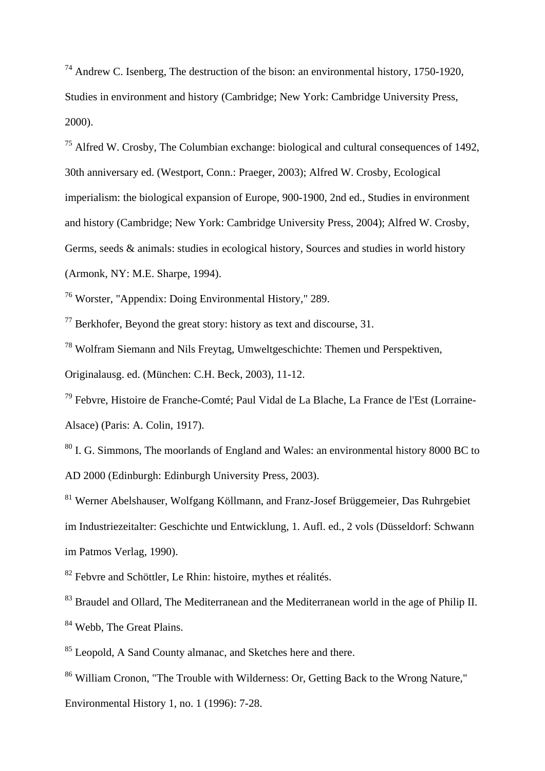[74] Andrew C. Isenberg, The destruction of the bison: an environmental history, 1750-1920, Studies in environment and history (Cambridge; New York: Cambridge University Press, 2000).

[75] Alfred W. Crosby, The Columbian exchange: biological and cultural consequences of 1492, 30th anniversary ed. (Westport, Conn.: Praeger, 2003); Alfred W. Crosby, Ecological imperialism: the biological expansion of Europe, 900-1900, 2nd ed., Studies in environment and history (Cambridge; New York: Cambridge University Press, 2004); Alfred W. Crosby, Germs, seeds & animals: studies in ecological history, Sources and studies in world history (Armonk, NY: M.E. Sharpe, 1994).

[76] Worster, "Appendix: Doing Environmental History," 289.

[77] Berkhofer, Beyond the great story: history as text and discourse, 31.

[78] Wolfram Siemann and Nils Freytag, Umweltgeschichte: Themen und Perspektiven, Originalausg. ed. (München: C.H. Beck, 2003), 11-12.

[79] Febvre, Histoire de Franche-Comté; Paul Vidal de La Blache, La France de l'Est (Lorraine-Alsace) (Paris: A. Colin, 1917).

[80] I. G. Simmons, The moorlands of England and Wales: an environmental history 8000 BC to AD 2000 (Edinburgh: Edinburgh University Press, 2003).

[81] Werner Abelshauser, Wolfgang Köllmann, and Franz-Josef Brüggemeier, Das Ruhrgebiet im Industriezeitalter: Geschichte und Entwicklung, 1. Aufl. ed., 2 vols (Düsseldorf: Schwann im Patmos Verlag, 1990).

[82] Febvre and Schöttler, Le Rhin: histoire, mythes et réalités.

[83] Braudel and Ollard, The Mediterranean and the Mediterranean world in the age of Philip II.

[84] Webb, The Great Plains.

[85] Leopold, A Sand County almanac, and Sketches here and there.

[86] William Cronon, "The Trouble with Wilderness: Or, Getting Back to the Wrong Nature," Environmental History 1, no. 1 (1996): 7-28.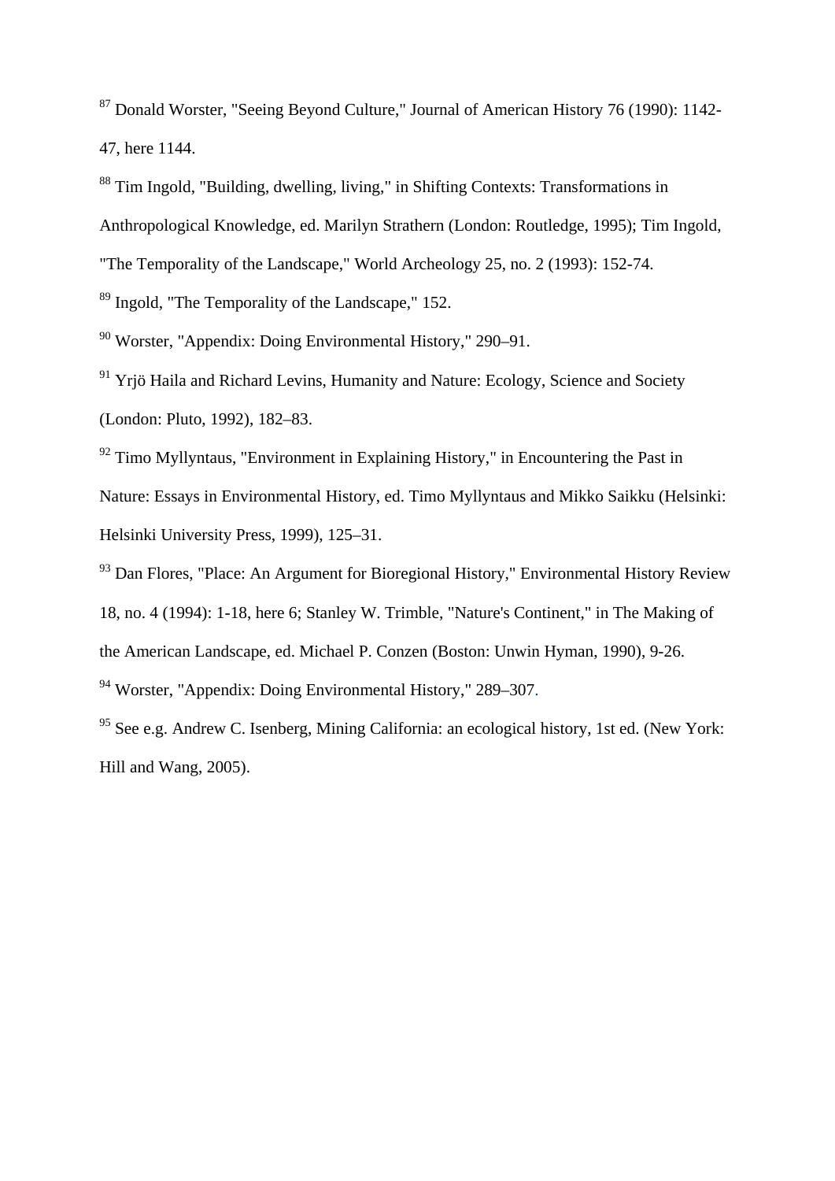[87] Donald Worster, "Seeing Beyond Culture," Journal of American History 76 (1990): 1142-47, here 1144.

[88] Tim Ingold, "Building, dwelling, living," in Shifting Contexts: Transformations in Anthropological Knowledge, ed. Marilyn Strathern (London: Routledge, 1995); Tim Ingold, "The Temporality of the Landscape," World Archeology 25, no. 2 (1993): 152-74.

[89] Ingold, "The Temporality of the Landscape," 152.

[90] Worster, "Appendix: Doing Environmental History," 290–91.

[91] Yrjö Haila and Richard Levins, Humanity and Nature: Ecology, Science and Society (London: Pluto, 1992), 182–83.

[92] Timo Myllyntaus, "Environment in Explaining History," in Encountering the Past in Nature: Essays in Environmental History, ed. Timo Myllyntaus and Mikko Saikku (Helsinki: Helsinki University Press, 1999), 125–31.

[93] Dan Flores, "Place: An Argument for Bioregional History," Environmental History Review 18, no. 4 (1994): 1-18, here 6; Stanley W. Trimble, "Nature's Continent," in The Making of the American Landscape, ed. Michael P. Conzen (Boston: Unwin Hyman, 1990), 9-26.

[94] Worster, "Appendix: Doing Environmental History," 289–307.

[95] See e.g. Andrew C. Isenberg, Mining California: an ecological history, 1st ed. (New York: Hill and Wang, 2005).